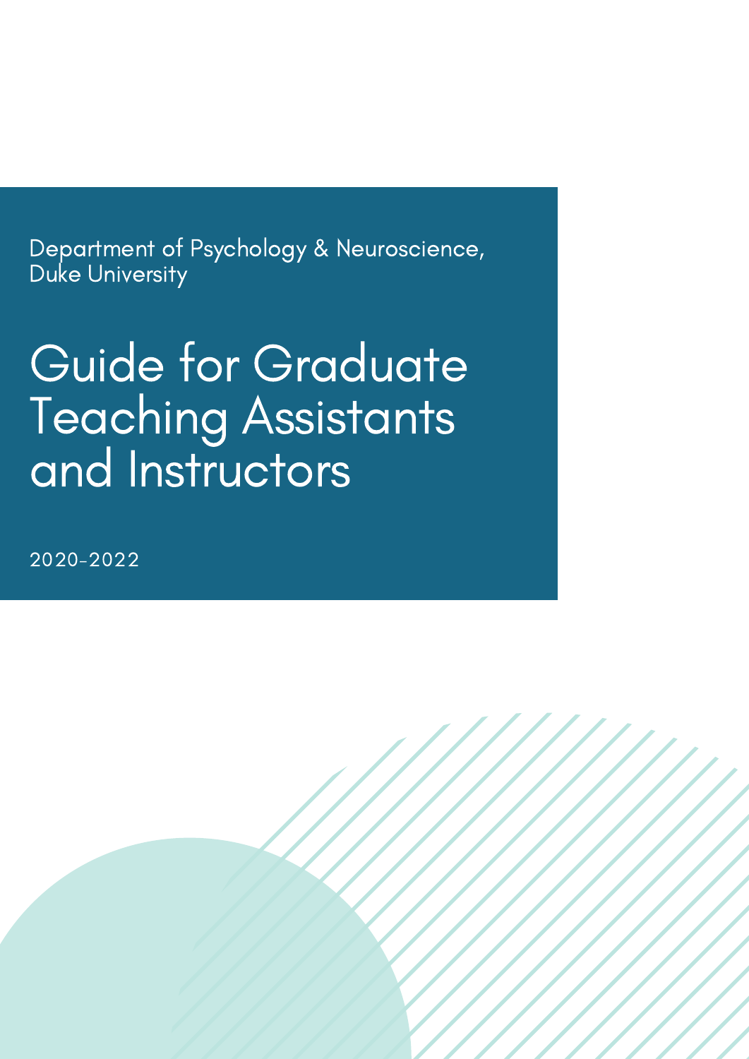Department of Psychology & Neuroscience, Duke University

# Guide for Graduate Teaching Assistants and Instructors

2020-2022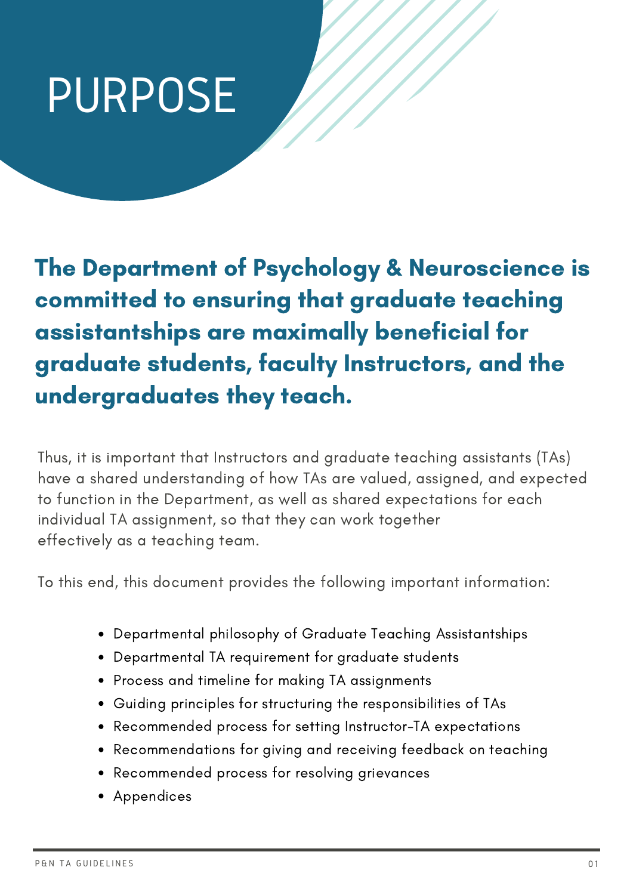# PURPOSE

**The Department of Psychology & Neuroscience is committed to ensuring that graduate teaching assistantships are maximally beneficial for graduate students, faculty Instructors, and the undergraduates they teach.**

Thus, it is important that Instructors and graduate teaching assistants (TAs) have a shared understanding of how TAs are valued, assigned, and expected to function in the Department, as well as shared expectations for each individual TA assignment, so that they can work together effectively as a teaching team.

To this end, this document provides the following important information:

- Departmental philosophy of Graduate Teaching Assistantships
- Departmental TA requirement for graduate students
- Process and timeline for making TA assignments
- Guiding principles for structuring the responsibilities of TAs
- Recommended process for setting Instructor-TA expectations
- Recommendations for giving and receiving feedback on teaching
- Recommended process for resolving grievances
- Appendices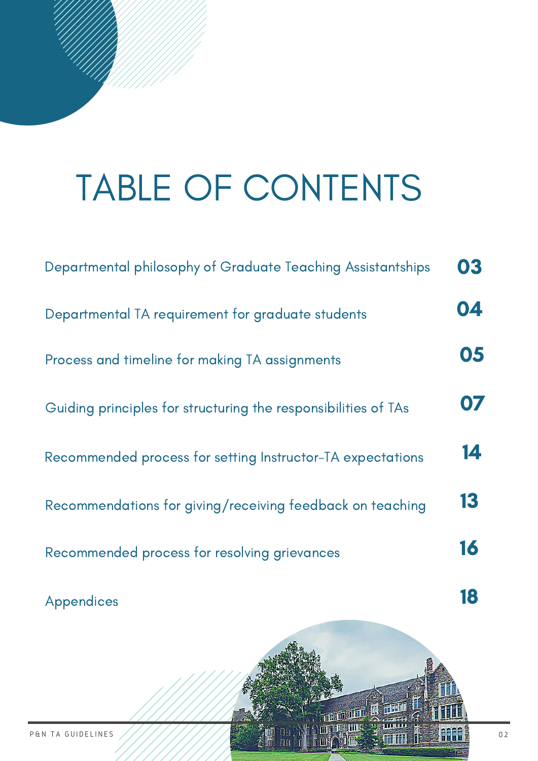# TABLE OF CONTENTS

| | |
|---|---|
| Departmental philosophy of Graduate Teaching Assistantships | 03 |
| Departmental TA requirement for graduate students | 04 |
| Process and timeline for making TA assignments | 05 |
| Guiding principles for structuring the responsibilities of TAs | 07 |
| Recommended process for setting Instructor-TA expectations | 14 |
| Recommendations for giving/receiving feedback on teaching | 13 |
| Recommended process for resolving grievances | 16 |
| Appendices | 18 |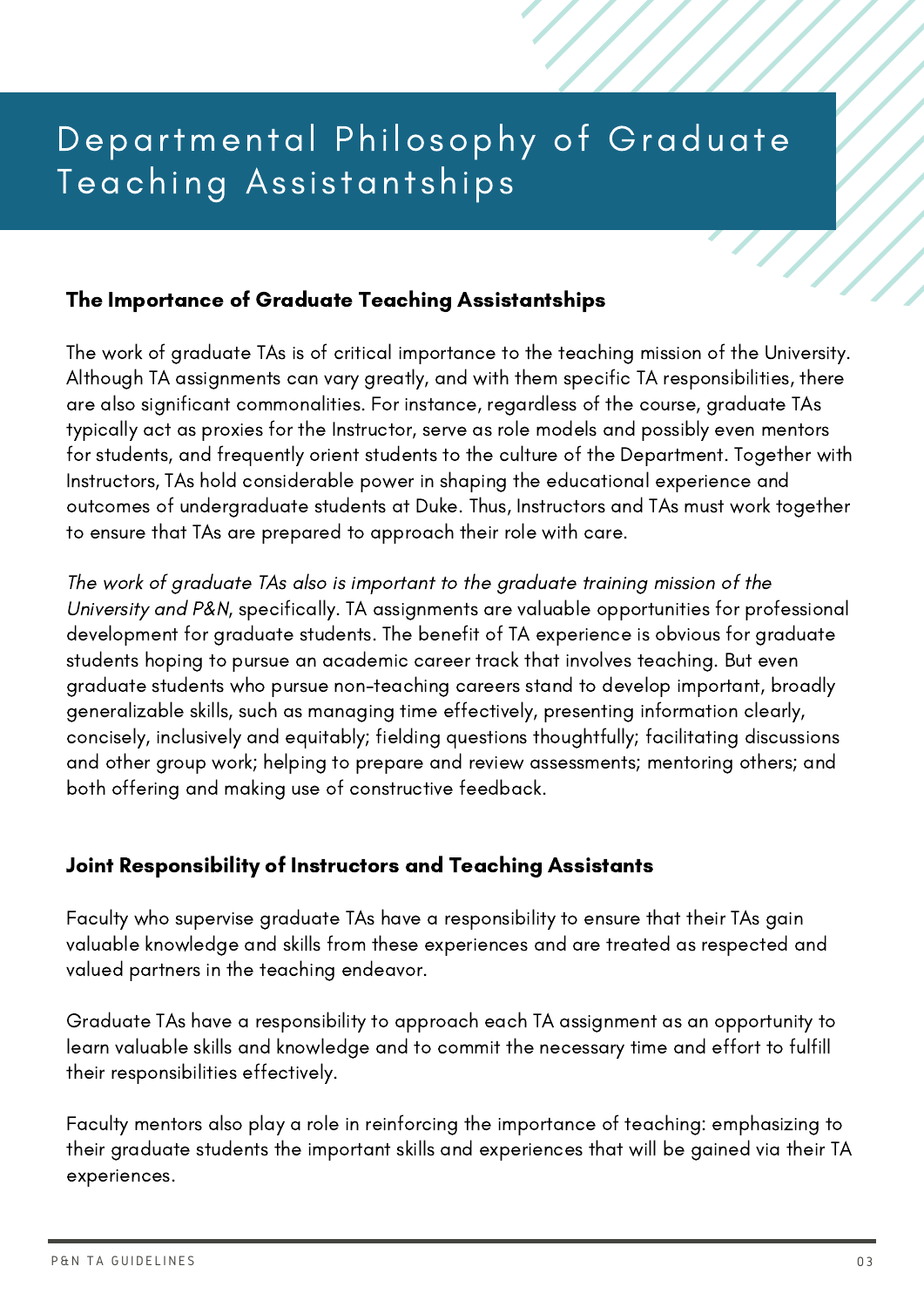# Departmental Philosophy of Graduate Teaching Assistantships

## The Importance of Graduate Teaching Assistantships

The work of graduate TAs is of critical importance to the teaching mission of the University. Although TA assignments can vary greatly, and with them specific TA responsibilities, there are also significant commonalities. For instance, regardless of the course, graduate TAs typically act as proxies for the Instructor, serve as role models and possibly even mentors for students, and frequently orient students to the culture of the Department. Together with Instructors, TAs hold considerable power in shaping the educational experience and outcomes of undergraduate students at Duke. Thus, Instructors and TAs must work together to ensure that TAs are prepared to approach their role with care.

*The work of graduate TAs also is important to the graduate training mission of the University and P&N*, specifically. TA assignments are valuable opportunities for professional development for graduate students. The benefit of TA experience is obvious for graduate students hoping to pursue an academic career track that involves teaching. But even graduate students who pursue non-teaching careers stand to develop important, broadly generalizable skills, such as managing time effectively, presenting information clearly, concisely, inclusively and equitably; fielding questions thoughtfully; facilitating discussions and other group work; helping to prepare and review assessments; mentoring others; and both offering and making use of constructive feedback.

## Joint Responsibility of Instructors and Teaching Assistants

Faculty who supervise graduate TAs have a responsibility to ensure that their TAs gain valuable knowledge and skills from these experiences and are treated as respected and valued partners in the teaching endeavor.

Graduate TAs have a responsibility to approach each TA assignment as an opportunity to learn valuable skills and knowledge and to commit the necessary time and effort to fulfill their responsibilities effectively.

Faculty mentors also play a role in reinforcing the importance of teaching: emphasizing to their graduate students the important skills and experiences that will be gained via their TA experiences.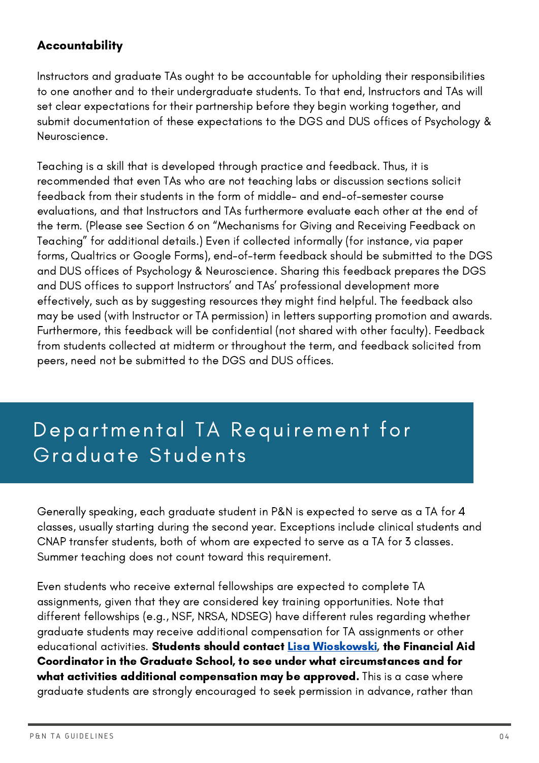### Accountability

Instructors and graduate TAs ought to be accountable for upholding their responsibilities to one another and to their undergraduate students. To that end, Instructors and TAs will set clear expectations for their partnership before they begin working together, and submit documentation of these expectations to the DGS and DUS offices of Psychology & Neuroscience.

Teaching is a skill that is developed through practice and feedback. Thus, it is recommended that even TAs who are not teaching labs or discussion sections solicit feedback from their students in the form of middle- and end-of-semester course evaluations, and that Instructors and TAs furthermore evaluate each other at the end of the term. (Please see Section 6 on "Mechanisms for Giving and Receiving Feedback on Teaching" for additional details.) Even if collected informally (for instance, via paper forms, Qualtrics or Google Forms), end-of-term feedback should be submitted to the DGS and DUS offices of Psychology & Neuroscience. Sharing this feedback prepares the DGS and DUS offices to support Instructors' and TAs' professional development more effectively, such as by suggesting resources they might find helpful. The feedback also may be used (with Instructor or TA permission) in letters supporting promotion and awards. Furthermore, this feedback will be confidential (not shared with other faculty). Feedback from students collected at midterm or throughout the term, and feedback solicited from peers, need not be submitted to the DGS and DUS offices.

## Departmental TA Requirement for Graduate Students

Generally speaking, each graduate student in P&N is expected to serve as a TA for 4 classes, usually starting during the second year. Exceptions include clinical students and CNAP transfer students, both of whom are expected to serve as a TA for 3 classes. Summer teaching does not count toward this requirement.

Even students who receive external fellowships are expected to complete TA assignments, given that they are considered key training opportunities. Note that different fellowships (e.g., NSF, NRSA, NDSEG) have different rules regarding whether graduate students may receive additional compensation for TA assignments or other educational activities. **Students should contact Lisa Wioskowski, the Financial Aid Coordinator in the Graduate School, to see under what circumstances and for what activities additional compensation may be approved.** This is a case where graduate students are strongly encouraged to seek permission in advance, rather than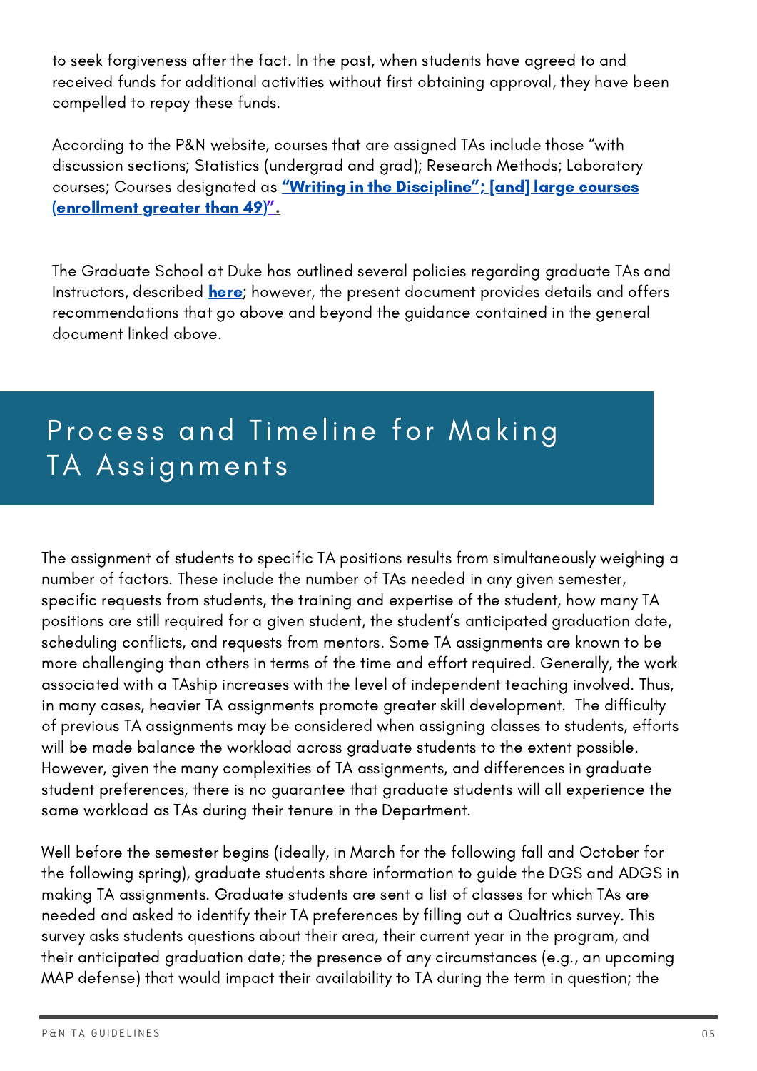to seek forgiveness after the fact. In the past, when students have agreed to and received funds for additional activities without first obtaining approval, they have been compelled to repay these funds.

According to the P&N website, courses that are assigned TAs include those "with discussion sections; Statistics (undergrad and grad); Research Methods; Laboratory courses; Courses designated as **"Writing in the Discipline"; [and] large courses (enrollment greater than 49)".**

The Graduate School at Duke has outlined several policies regarding graduate TAs and Instructors, described **here**; however, the present document provides details and offers recommendations that go above and beyond the guidance contained in the general document linked above.

## Process and Timeline for Making TA Assignments

The assignment of students to specific TA positions results from simultaneously weighing a number of factors. These include the number of TAs needed in any given semester, specific requests from students, the training and expertise of the student, how many TA positions are still required for a given student, the student's anticipated graduation date, scheduling conflicts, and requests from mentors. Some TA assignments are known to be more challenging than others in terms of the time and effort required. Generally, the work associated with a TAship increases with the level of independent teaching involved. Thus, in many cases, heavier TA assignments promote greater skill development. The difficulty of previous TA assignments may be considered when assigning classes to students, efforts will be made balance the workload across graduate students to the extent possible. However, given the many complexities of TA assignments, and differences in graduate student preferences, there is no guarantee that graduate students will all experience the same workload as TAs during their tenure in the Department.

Well before the semester begins (ideally, in March for the following fall and October for the following spring), graduate students share information to guide the DGS and ADGS in making TA assignments. Graduate students are sent a list of classes for which TAs are needed and asked to identify their TA preferences by filling out a Qualtrics survey. This survey asks students questions about their area, their current year in the program, and their anticipated graduation date; the presence of any circumstances (e.g., an upcoming MAP defense) that would impact their availability to TA during the term in question; the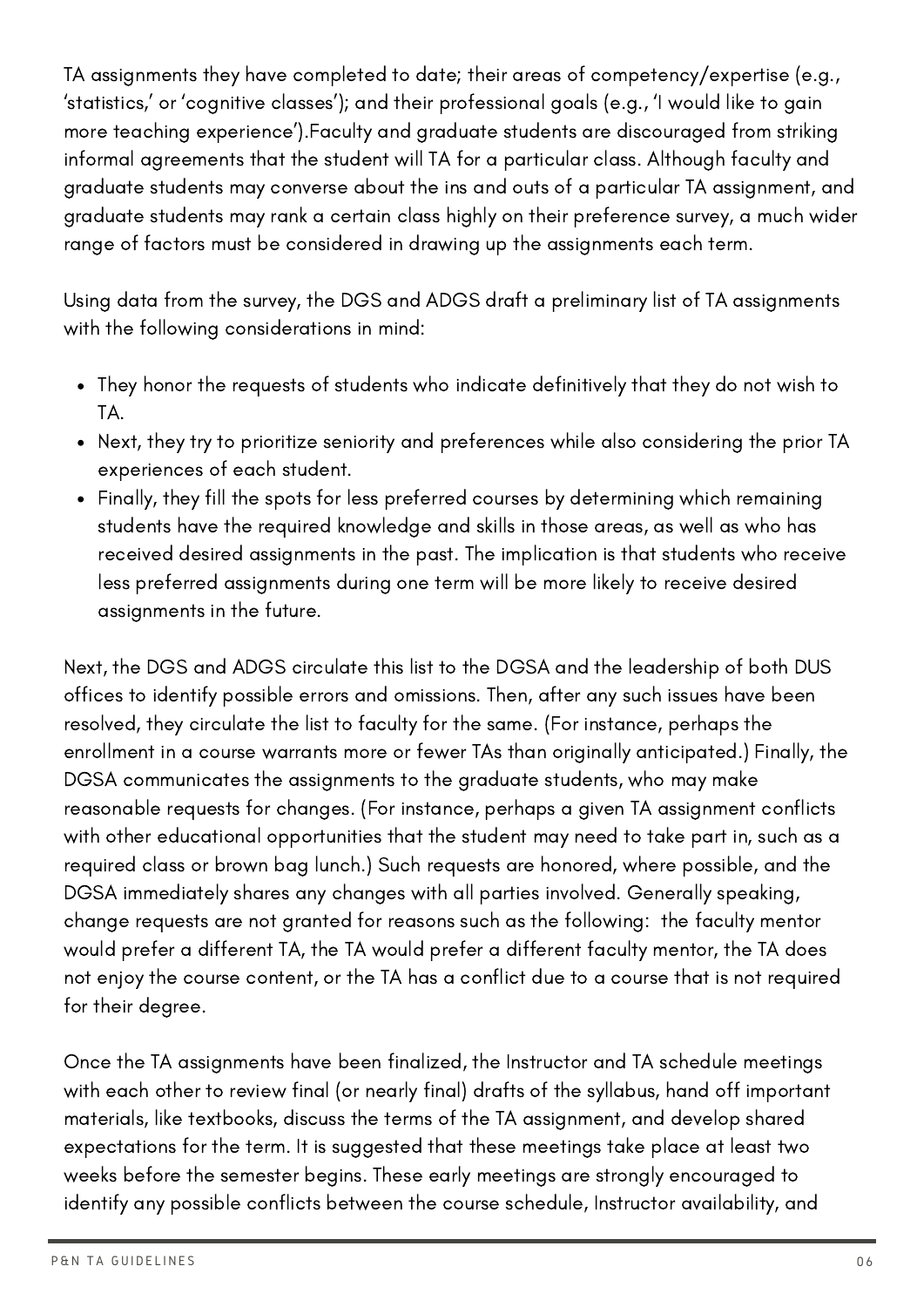TA assignments they have completed to date; their areas of competency/expertise (e.g., ‘statistics,’ or ‘cognitive classes’); and their professional goals (e.g., ‘I would like to gain more teaching experience’).Faculty and graduate students are discouraged from striking informal agreements that the student will TA for a particular class. Although faculty and graduate students may converse about the ins and outs of a particular TA assignment, and graduate students may rank a certain class highly on their preference survey, a much wider range of factors must be considered in drawing up the assignments each term.

Using data from the survey, the DGS and ADGS draft a preliminary list of TA assignments with the following considerations in mind:

- They honor the requests of students who indicate definitively that they do not wish to TA.
- Next, they try to prioritize seniority and preferences while also considering the prior TA experiences of each student.
- Finally, they fill the spots for less preferred courses by determining which remaining students have the required knowledge and skills in those areas, as well as who has received desired assignments in the past. The implication is that students who receive less preferred assignments during one term will be more likely to receive desired assignments in the future.

Next, the DGS and ADGS circulate this list to the DGSA and the leadership of both DUS offices to identify possible errors and omissions. Then, after any such issues have been resolved, they circulate the list to faculty for the same. (For instance, perhaps the enrollment in a course warrants more or fewer TAs than originally anticipated.) Finally, the DGSA communicates the assignments to the graduate students, who may make reasonable requests for changes. (For instance, perhaps a given TA assignment conflicts with other educational opportunities that the student may need to take part in, such as a required class or brown bag lunch.) Such requests are honored, where possible, and the DGSA immediately shares any changes with all parties involved. Generally speaking, change requests are not granted for reasons such as the following: the faculty mentor would prefer a different TA, the TA would prefer a different faculty mentor, the TA does not enjoy the course content, or the TA has a conflict due to a course that is not required for their degree.

Once the TA assignments have been finalized, the Instructor and TA schedule meetings with each other to review final (or nearly final) drafts of the syllabus, hand off important materials, like textbooks, discuss the terms of the TA assignment, and develop shared expectations for the term. It is suggested that these meetings take place at least two weeks before the semester begins. These early meetings are strongly encouraged to identify any possible conflicts between the course schedule, Instructor availability, and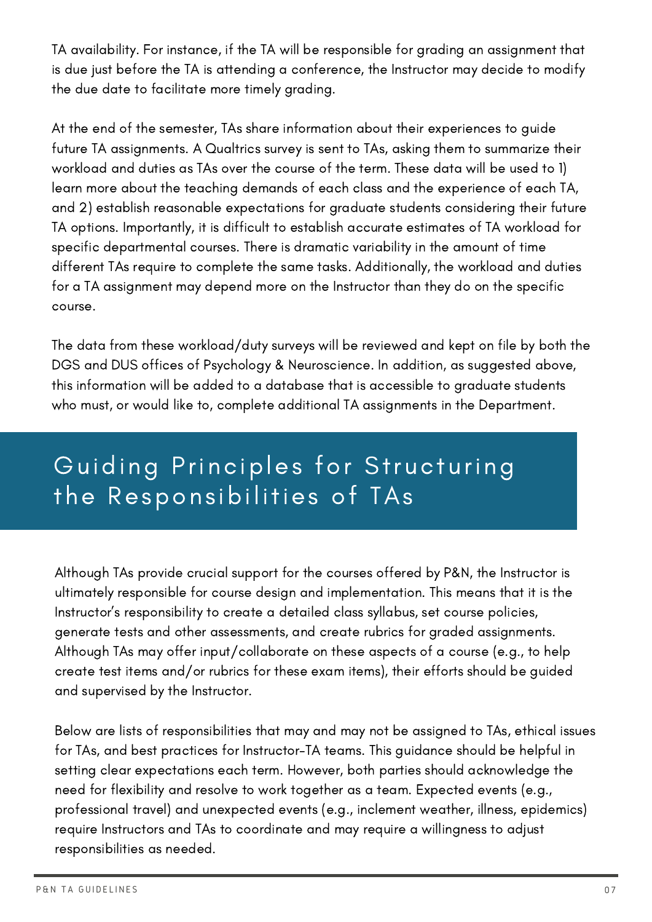TA availability. For instance, if the TA will be responsible for grading an assignment that is due just before the TA is attending a conference, the Instructor may decide to modify the due date to facilitate more timely grading.

At the end of the semester, TAs share information about their experiences to guide future TA assignments. A Qualtrics survey is sent to TAs, asking them to summarize their workload and duties as TAs over the course of the term. These data will be used to 1) learn more about the teaching demands of each class and the experience of each TA, and 2) establish reasonable expectations for graduate students considering their future TA options. Importantly, it is difficult to establish accurate estimates of TA workload for specific departmental courses. There is dramatic variability in the amount of time different TAs require to complete the same tasks. Additionally, the workload and duties for a TA assignment may depend more on the Instructor than they do on the specific course.

The data from these workload/duty surveys will be reviewed and kept on file by both the DGS and DUS offices of Psychology & Neuroscience. In addition, as suggested above, this information will be added to a database that is accessible to graduate students who must, or would like to, complete additional TA assignments in the Department.

# Guiding Principles for Structuring the Responsibilities of TAs

Although TAs provide crucial support for the courses offered by P&N, the Instructor is ultimately responsible for course design and implementation. This means that it is the Instructor's responsibility to create a detailed class syllabus, set course policies, generate tests and other assessments, and create rubrics for graded assignments. Although TAs may offer input/collaborate on these aspects of a course (e.g., to help create test items and/or rubrics for these exam items), their efforts should be guided and supervised by the Instructor.

Below are lists of responsibilities that may and may not be assigned to TAs, ethical issues for TAs, and best practices for Instructor-TA teams. This guidance should be helpful in setting clear expectations each term. However, both parties should acknowledge the need for flexibility and resolve to work together as a team. Expected events (e.g., professional travel) and unexpected events (e.g., inclement weather, illness, epidemics) require Instructors and TAs to coordinate and may require a willingness to adjust responsibilities as needed.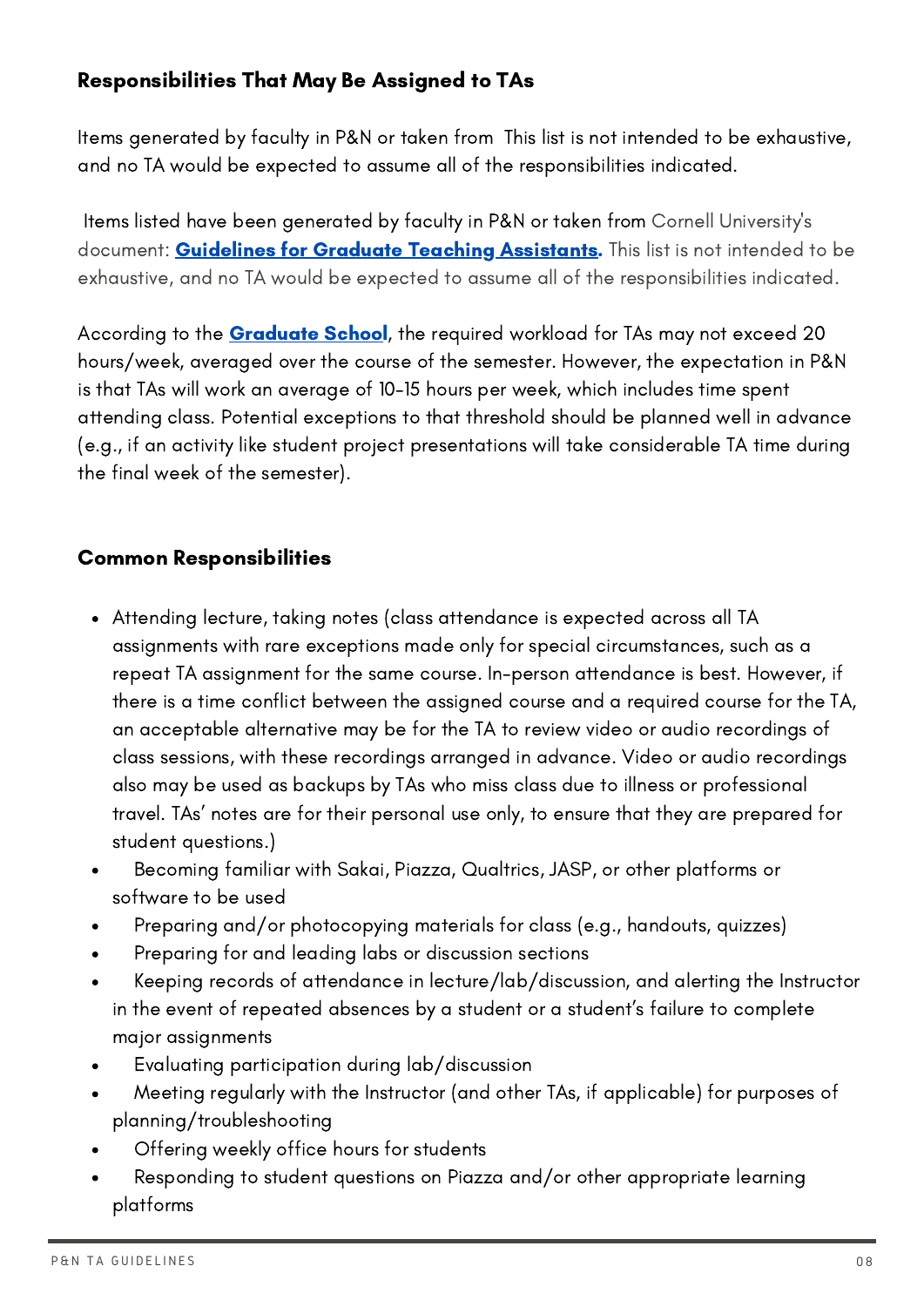### Responsibilities That May Be Assigned to TAs

Items generated by faculty in P&N or taken from  This list is not intended to be exhaustive, and no TA would be expected to assume all of the responsibilities indicated.

Items listed have been generated by faculty in P&N or taken from Cornell University's document: **Guidelines for Graduate Teaching Assistants.** This list is not intended to be exhaustive, and no TA would be expected to assume all of the responsibilities indicated.

According to the **Graduate School**, the required workload for TAs may not exceed 20 hours/week, averaged over the course of the semester. However, the expectation in P&N is that TAs will work an average of 10-15 hours per week, which includes time spent attending class. Potential exceptions to that threshold should be planned well in advance (e.g., if an activity like student project presentations will take considerable TA time during the final week of the semester).

### Common Responsibilities

- Attending lecture, taking notes (class attendance is expected across all TA assignments with rare exceptions made only for special circumstances, such as a repeat TA assignment for the same course. In-person attendance is best. However, if there is a time conflict between the assigned course and a required course for the TA, an acceptable alternative may be for the TA to review video or audio recordings of class sessions, with these recordings arranged in advance. Video or audio recordings also may be used as backups by TAs who miss class due to illness or professional travel. TAs' notes are for their personal use only, to ensure that they are prepared for student questions.)
- Becoming familiar with Sakai, Piazza, Qualtrics, JASP, or other platforms or software to be used
- Preparing and/or photocopying materials for class (e.g., handouts, quizzes)
- Preparing for and leading labs or discussion sections
- Keeping records of attendance in lecture/lab/discussion, and alerting the Instructor in the event of repeated absences by a student or a student's failure to complete major assignments
- Evaluating participation during lab/discussion
- Meeting regularly with the Instructor (and other TAs, if applicable) for purposes of planning/troubleshooting
- Offering weekly office hours for students
- Responding to student questions on Piazza and/or other appropriate learning platforms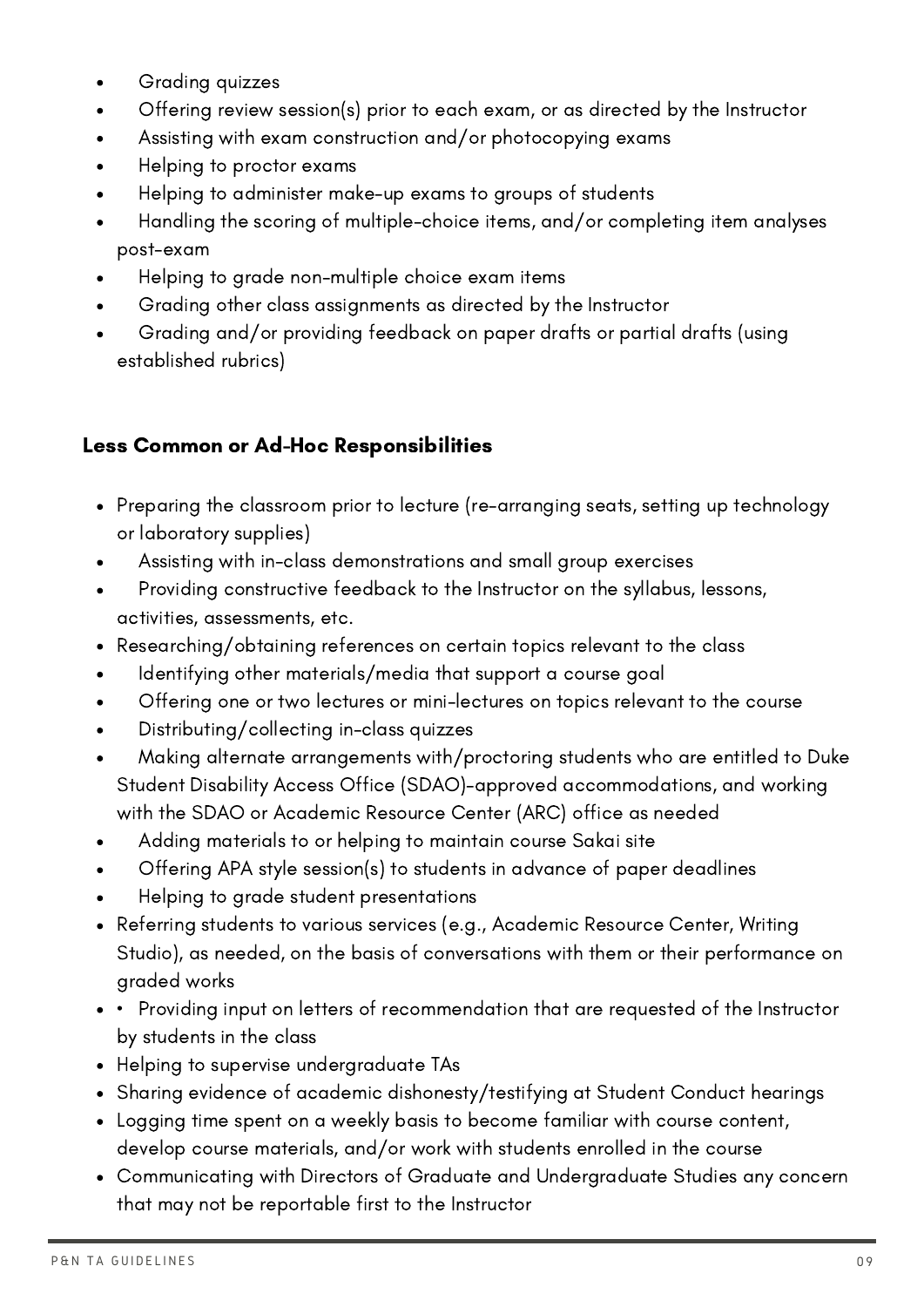- Grading quizzes
- Offering review session(s) prior to each exam, or as directed by the Instructor
- Assisting with exam construction and/or photocopying exams
- Helping to proctor exams
- Helping to administer make-up exams to groups of students
- Handling the scoring of multiple-choice items, and/or completing item analyses post-exam
- Helping to grade non-multiple choice exam items
- Grading other class assignments as directed by the Instructor
- Grading and/or providing feedback on paper drafts or partial drafts (using established rubrics)

### Less Common or Ad-Hoc Responsibilities

- Preparing the classroom prior to lecture (re-arranging seats, setting up technology or laboratory supplies)
- Assisting with in-class demonstrations and small group exercises
- Providing constructive feedback to the Instructor on the syllabus, lessons, activities, assessments, etc.
- Researching/obtaining references on certain topics relevant to the class
- Identifying other materials/media that support a course goal
- Offering one or two lectures or mini-lectures on topics relevant to the course
- Distributing/collecting in-class quizzes
- Making alternate arrangements with/proctoring students who are entitled to Duke Student Disability Access Office (SDAO)-approved accommodations, and working with the SDAO or Academic Resource Center (ARC) office as needed
- Adding materials to or helping to maintain course Sakai site
- Offering APA style session(s) to students in advance of paper deadlines
- Helping to grade student presentations
- Referring students to various services (e.g., Academic Resource Center, Writing Studio), as needed, on the basis of conversations with them or their performance on graded works
- • Providing input on letters of recommendation that are requested of the Instructor by students in the class
- Helping to supervise undergraduate TAs
- Sharing evidence of academic dishonesty/testifying at Student Conduct hearings
- Logging time spent on a weekly basis to become familiar with course content, develop course materials, and/or work with students enrolled in the course
- Communicating with Directors of Graduate and Undergraduate Studies any concern that may not be reportable first to the Instructor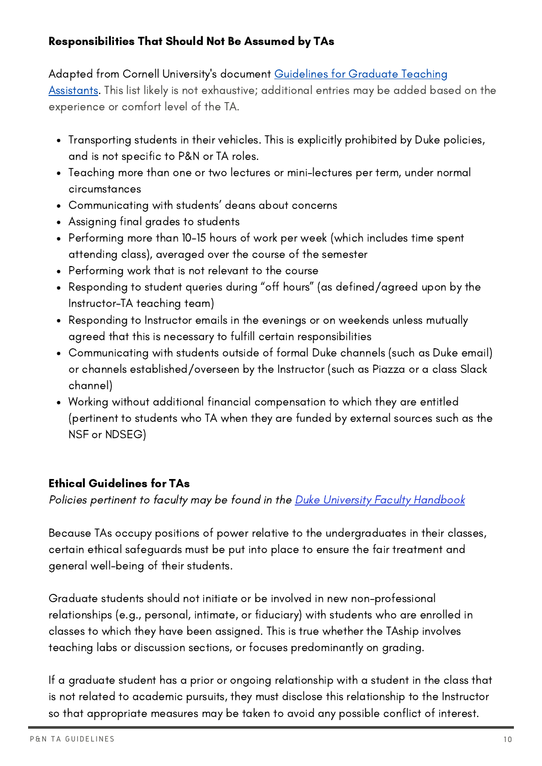**Responsibilities That Should Not Be Assumed by TAs**

Adapted from Cornell University's document [Guidelines for Graduate Teaching Assistants](). This list likely is not exhaustive; additional entries may be added based on the experience or comfort level of the TA.

- Transporting students in their vehicles. This is explicitly prohibited by Duke policies, and is not specific to P&N or TA roles.
- Teaching more than one or two lectures or mini-lectures per term, under normal circumstances
- Communicating with students' deans about concerns
- Assigning final grades to students
- Performing more than 10-15 hours of work per week (which includes time spent attending class), averaged over the course of the semester
- Performing work that is not relevant to the course
- Responding to student queries during "off hours" (as defined/agreed upon by the Instructor-TA teaching team)
- Responding to Instructor emails in the evenings or on weekends unless mutually agreed that this is necessary to fulfill certain responsibilities
- Communicating with students outside of formal Duke channels (such as Duke email) or channels established/overseen by the Instructor (such as Piazza or a class Slack channel)
- Working without additional financial compensation to which they are entitled (pertinent to students who TA when they are funded by external sources such as the NSF or NDSEG)

**Ethical Guidelines for TAs**

*Policies pertinent to faculty may be found in the [Duke University Faculty Handbook]()*

Because TAs occupy positions of power relative to the undergraduates in their classes, certain ethical safeguards must be put into place to ensure the fair treatment and general well-being of their students.

Graduate students should not initiate or be involved in new non-professional relationships (e.g., personal, intimate, or fiduciary) with students who are enrolled in classes to which they have been assigned. This is true whether the TAship involves teaching labs or discussion sections, or focuses predominantly on grading.

If a graduate student has a prior or ongoing relationship with a student in the class that is not related to academic pursuits, they must disclose this relationship to the Instructor so that appropriate measures may be taken to avoid any possible conflict of interest.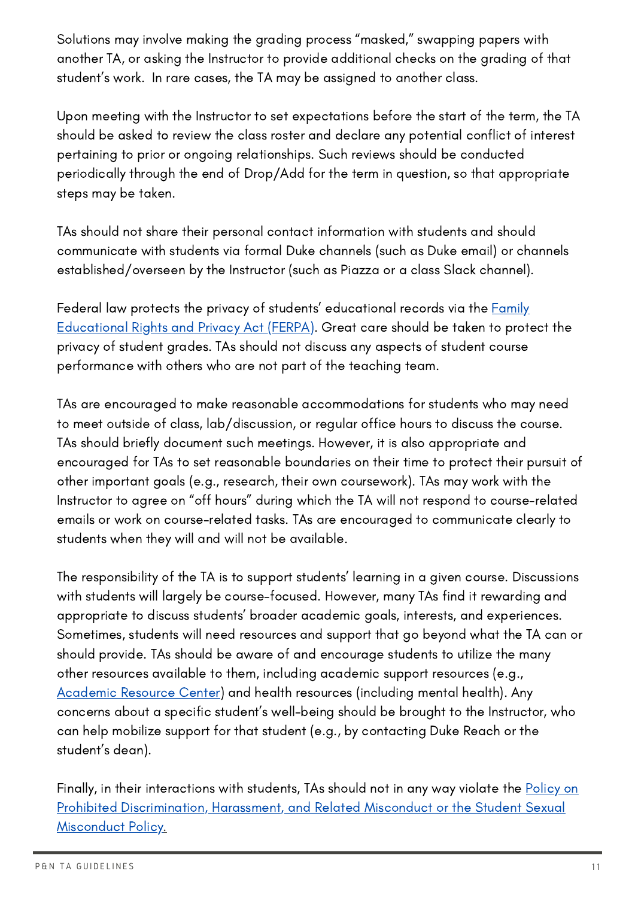Solutions may involve making the grading process "masked," swapping papers with another TA, or asking the Instructor to provide additional checks on the grading of that student's work. In rare cases, the TA may be assigned to another class.

Upon meeting with the Instructor to set expectations before the start of the term, the TA should be asked to review the class roster and declare any potential conflict of interest pertaining to prior or ongoing relationships. Such reviews should be conducted periodically through the end of Drop/Add for the term in question, so that appropriate steps may be taken.

TAs should not share their personal contact information with students and should communicate with students via formal Duke channels (such as Duke email) or channels established/overseen by the Instructor (such as Piazza or a class Slack channel).

Federal law protects the privacy of students' educational records via the Family Educational Rights and Privacy Act (FERPA). Great care should be taken to protect the privacy of student grades. TAs should not discuss any aspects of student course performance with others who are not part of the teaching team.

TAs are encouraged to make reasonable accommodations for students who may need to meet outside of class, lab/discussion, or regular office hours to discuss the course. TAs should briefly document such meetings. However, it is also appropriate and encouraged for TAs to set reasonable boundaries on their time to protect their pursuit of other important goals (e.g., research, their own coursework). TAs may work with the Instructor to agree on "off hours" during which the TA will not respond to course-related emails or work on course-related tasks. TAs are encouraged to communicate clearly to students when they will and will not be available.

The responsibility of the TA is to support students' learning in a given course. Discussions with students will largely be course-focused. However, many TAs find it rewarding and appropriate to discuss students' broader academic goals, interests, and experiences. Sometimes, students will need resources and support that go beyond what the TA can or should provide. TAs should be aware of and encourage students to utilize the many other resources available to them, including academic support resources (e.g., Academic Resource Center) and health resources (including mental health). Any concerns about a specific student's well-being should be brought to the Instructor, who can help mobilize support for that student (e.g., by contacting Duke Reach or the student's dean).

Finally, in their interactions with students, TAs should not in any way violate the Policy on Prohibited Discrimination, Harassment, and Related Misconduct or the Student Sexual Misconduct Policy.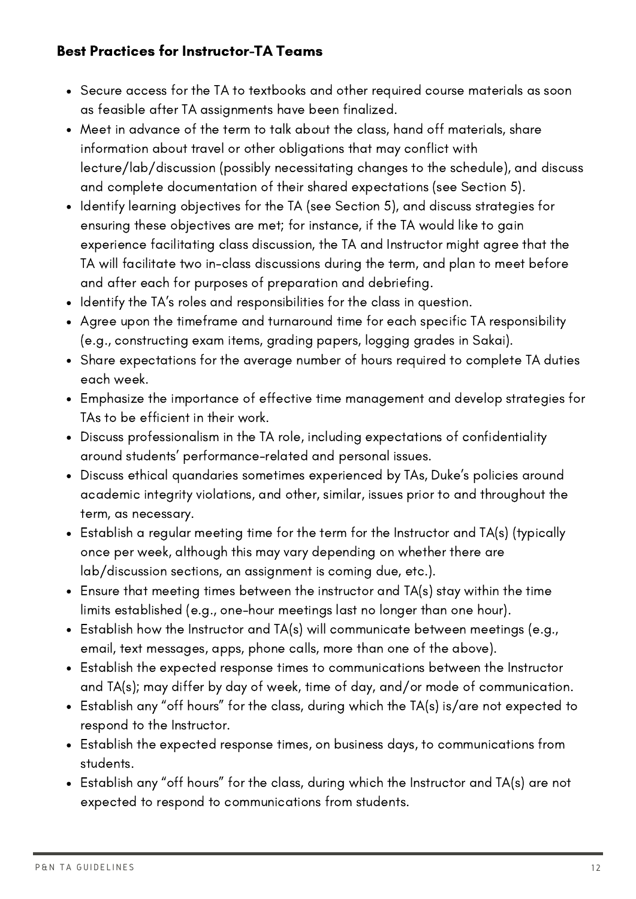### Best Practices for Instructor-TA Teams

- Secure access for the TA to textbooks and other required course materials as soon as feasible after TA assignments have been finalized.
- Meet in advance of the term to talk about the class, hand off materials, share information about travel or other obligations that may conflict with lecture/lab/discussion (possibly necessitating changes to the schedule), and discuss and complete documentation of their shared expectations (see Section 5).
- Identify learning objectives for the TA (see Section 5), and discuss strategies for ensuring these objectives are met; for instance, if the TA would like to gain experience facilitating class discussion, the TA and Instructor might agree that the TA will facilitate two in-class discussions during the term, and plan to meet before and after each for purposes of preparation and debriefing.
- Identify the TA's roles and responsibilities for the class in question.
- Agree upon the timeframe and turnaround time for each specific TA responsibility (e.g., constructing exam items, grading papers, logging grades in Sakai).
- Share expectations for the average number of hours required to complete TA duties each week.
- Emphasize the importance of effective time management and develop strategies for TAs to be efficient in their work.
- Discuss professionalism in the TA role, including expectations of confidentiality around students' performance-related and personal issues.
- Discuss ethical quandaries sometimes experienced by TAs, Duke's policies around academic integrity violations, and other, similar, issues prior to and throughout the term, as necessary.
- Establish a regular meeting time for the term for the Instructor and TA(s) (typically once per week, although this may vary depending on whether there are lab/discussion sections, an assignment is coming due, etc.).
- Ensure that meeting times between the instructor and TA(s) stay within the time limits established (e.g., one-hour meetings last no longer than one hour).
- Establish how the Instructor and TA(s) will communicate between meetings (e.g., email, text messages, apps, phone calls, more than one of the above).
- Establish the expected response times to communications between the Instructor and TA(s); may differ by day of week, time of day, and/or mode of communication.
- Establish any "off hours" for the class, during which the TA(s) is/are not expected to respond to the Instructor.
- Establish the expected response times, on business days, to communications from students.
- Establish any "off hours" for the class, during which the Instructor and TA(s) are not expected to respond to communications from students.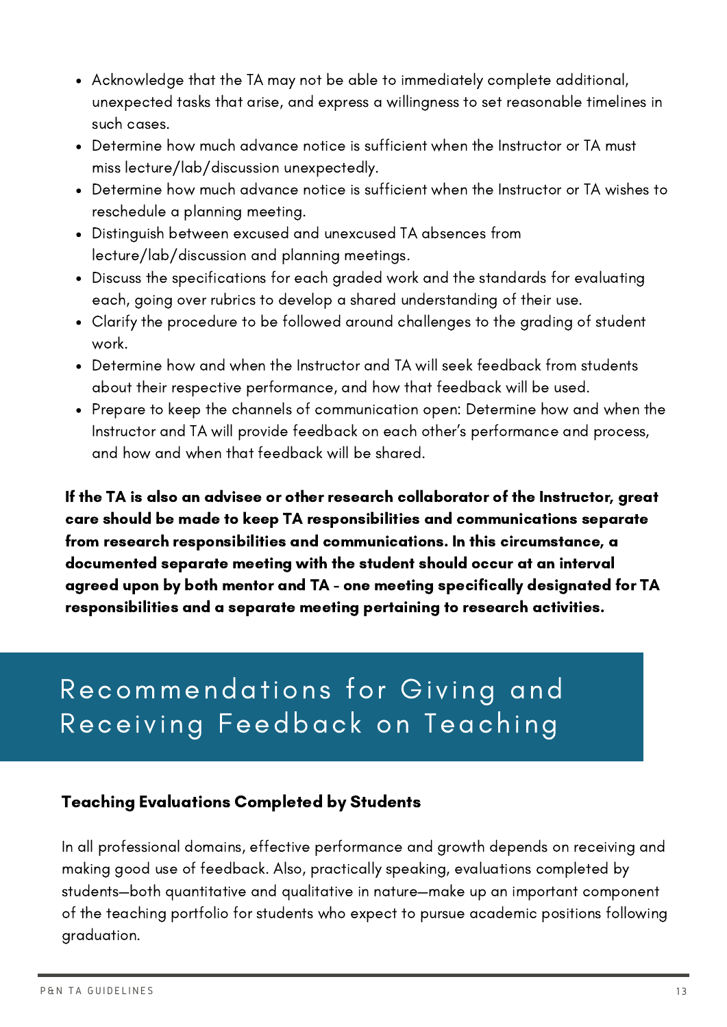- Acknowledge that the TA may not be able to immediately complete additional, unexpected tasks that arise, and express a willingness to set reasonable timelines in such cases.
- Determine how much advance notice is sufficient when the Instructor or TA must miss lecture/lab/discussion unexpectedly.
- Determine how much advance notice is sufficient when the Instructor or TA wishes to reschedule a planning meeting.
- Distinguish between excused and unexcused TA absences from lecture/lab/discussion and planning meetings.
- Discuss the specifications for each graded work and the standards for evaluating each, going over rubrics to develop a shared understanding of their use.
- Clarify the procedure to be followed around challenges to the grading of student work.
- Determine how and when the Instructor and TA will seek feedback from students about their respective performance, and how that feedback will be used.
- Prepare to keep the channels of communication open: Determine how and when the Instructor and TA will provide feedback on each other's performance and process, and how and when that feedback will be shared.

**If the TA is also an advisee or other research collaborator of the Instructor, great care should be made to keep TA responsibilities and communications separate from research responsibilities and communications. In this circumstance, a documented separate meeting with the student should occur at an interval agreed upon by both mentor and TA - one meeting specifically designated for TA responsibilities and a separate meeting pertaining to research activities.**

# Recommendations for Giving and Receiving Feedback on Teaching

### Teaching Evaluations Completed by Students

In all professional domains, effective performance and growth depends on receiving and making good use of feedback. Also, practically speaking, evaluations completed by students—both quantitative and qualitative in nature—make up an important component of the teaching portfolio for students who expect to pursue academic positions following graduation.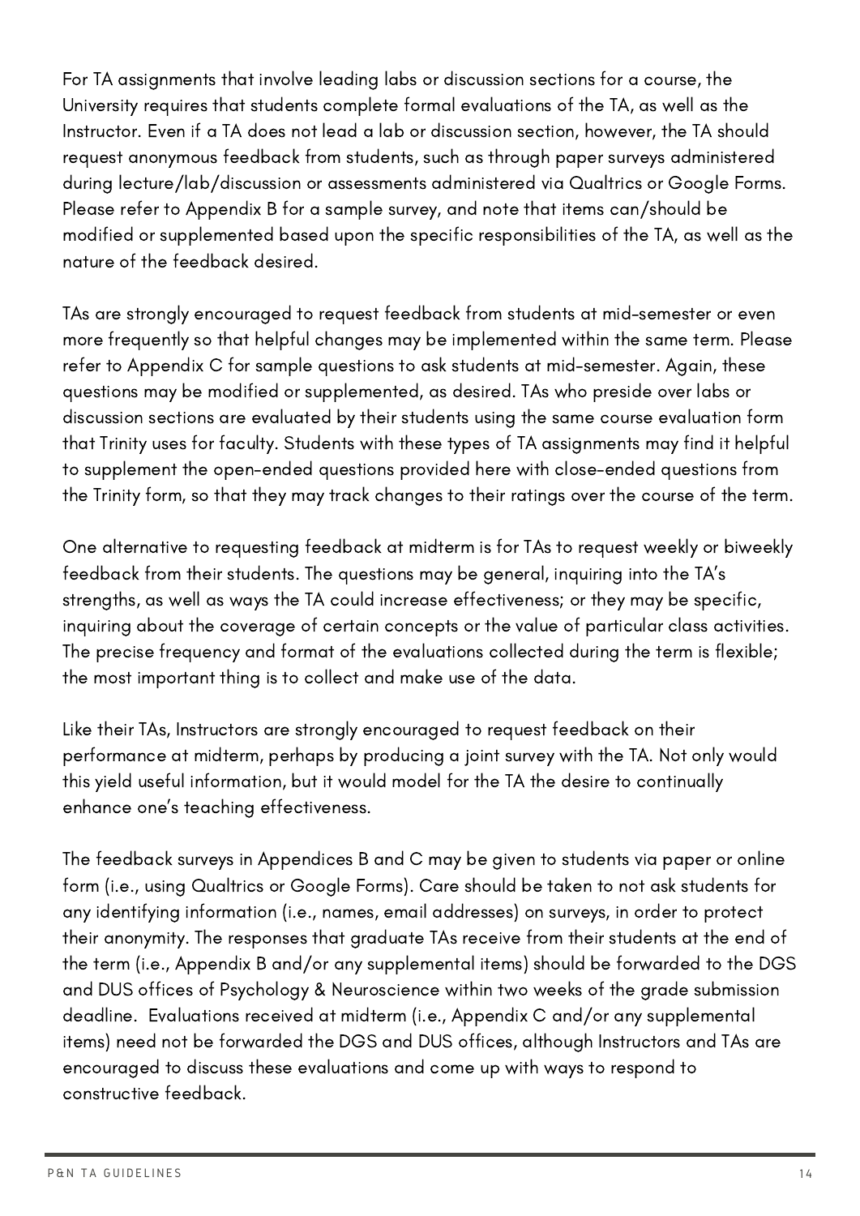For TA assignments that involve leading labs or discussion sections for a course, the University requires that students complete formal evaluations of the TA, as well as the Instructor. Even if a TA does not lead a lab or discussion section, however, the TA should request anonymous feedback from students, such as through paper surveys administered during lecture/lab/discussion or assessments administered via Qualtrics or Google Forms. Please refer to Appendix B for a sample survey, and note that items can/should be modified or supplemented based upon the specific responsibilities of the TA, as well as the nature of the feedback desired.

TAs are strongly encouraged to request feedback from students at mid-semester or even more frequently so that helpful changes may be implemented within the same term. Please refer to Appendix C for sample questions to ask students at mid-semester. Again, these questions may be modified or supplemented, as desired. TAs who preside over labs or discussion sections are evaluated by their students using the same course evaluation form that Trinity uses for faculty. Students with these types of TA assignments may find it helpful to supplement the open-ended questions provided here with close-ended questions from the Trinity form, so that they may track changes to their ratings over the course of the term.

One alternative to requesting feedback at midterm is for TAs to request weekly or biweekly feedback from their students. The questions may be general, inquiring into the TA's strengths, as well as ways the TA could increase effectiveness; or they may be specific, inquiring about the coverage of certain concepts or the value of particular class activities. The precise frequency and format of the evaluations collected during the term is flexible; the most important thing is to collect and make use of the data.

Like their TAs, Instructors are strongly encouraged to request feedback on their performance at midterm, perhaps by producing a joint survey with the TA. Not only would this yield useful information, but it would model for the TA the desire to continually enhance one's teaching effectiveness.

The feedback surveys in Appendices B and C may be given to students via paper or online form (i.e., using Qualtrics or Google Forms). Care should be taken to not ask students for any identifying information (i.e., names, email addresses) on surveys, in order to protect their anonymity. The responses that graduate TAs receive from their students at the end of the term (i.e., Appendix B and/or any supplemental items) should be forwarded to the DGS and DUS offices of Psychology & Neuroscience within two weeks of the grade submission deadline. Evaluations received at midterm (i.e., Appendix C and/or any supplemental items) need not be forwarded the DGS and DUS offices, although Instructors and TAs are encouraged to discuss these evaluations and come up with ways to respond to constructive feedback.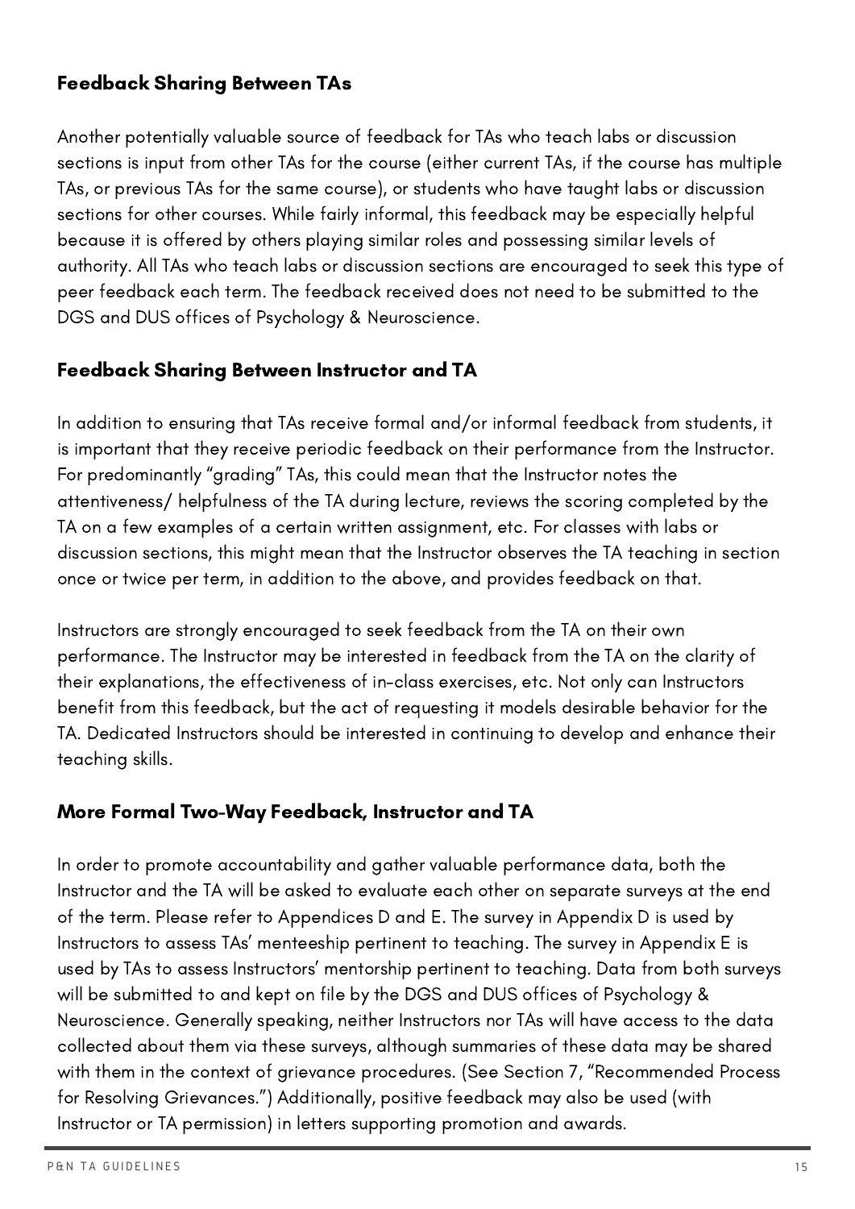### Feedback Sharing Between TAs

Another potentially valuable source of feedback for TAs who teach labs or discussion sections is input from other TAs for the course (either current TAs, if the course has multiple TAs, or previous TAs for the same course), or students who have taught labs or discussion sections for other courses. While fairly informal, this feedback may be especially helpful because it is offered by others playing similar roles and possessing similar levels of authority. All TAs who teach labs or discussion sections are encouraged to seek this type of peer feedback each term. The feedback received does not need to be submitted to the DGS and DUS offices of Psychology & Neuroscience.

### Feedback Sharing Between Instructor and TA

In addition to ensuring that TAs receive formal and/or informal feedback from students, it is important that they receive periodic feedback on their performance from the Instructor. For predominantly "grading" TAs, this could mean that the Instructor notes the attentiveness/ helpfulness of the TA during lecture, reviews the scoring completed by the TA on a few examples of a certain written assignment, etc. For classes with labs or discussion sections, this might mean that the Instructor observes the TA teaching in section once or twice per term, in addition to the above, and provides feedback on that.

Instructors are strongly encouraged to seek feedback from the TA on their own performance. The Instructor may be interested in feedback from the TA on the clarity of their explanations, the effectiveness of in-class exercises, etc. Not only can Instructors benefit from this feedback, but the act of requesting it models desirable behavior for the TA. Dedicated Instructors should be interested in continuing to develop and enhance their teaching skills.

### More Formal Two-Way Feedback, Instructor and TA

In order to promote accountability and gather valuable performance data, both the Instructor and the TA will be asked to evaluate each other on separate surveys at the end of the term. Please refer to Appendices D and E. The survey in Appendix D is used by Instructors to assess TAs' menteeship pertinent to teaching. The survey in Appendix E is used by TAs to assess Instructors' mentorship pertinent to teaching. Data from both surveys will be submitted to and kept on file by the DGS and DUS offices of Psychology & Neuroscience. Generally speaking, neither Instructors nor TAs will have access to the data collected about them via these surveys, although summaries of these data may be shared with them in the context of grievance procedures. (See Section 7, "Recommended Process for Resolving Grievances.") Additionally, positive feedback may also be used (with Instructor or TA permission) in letters supporting promotion and awards.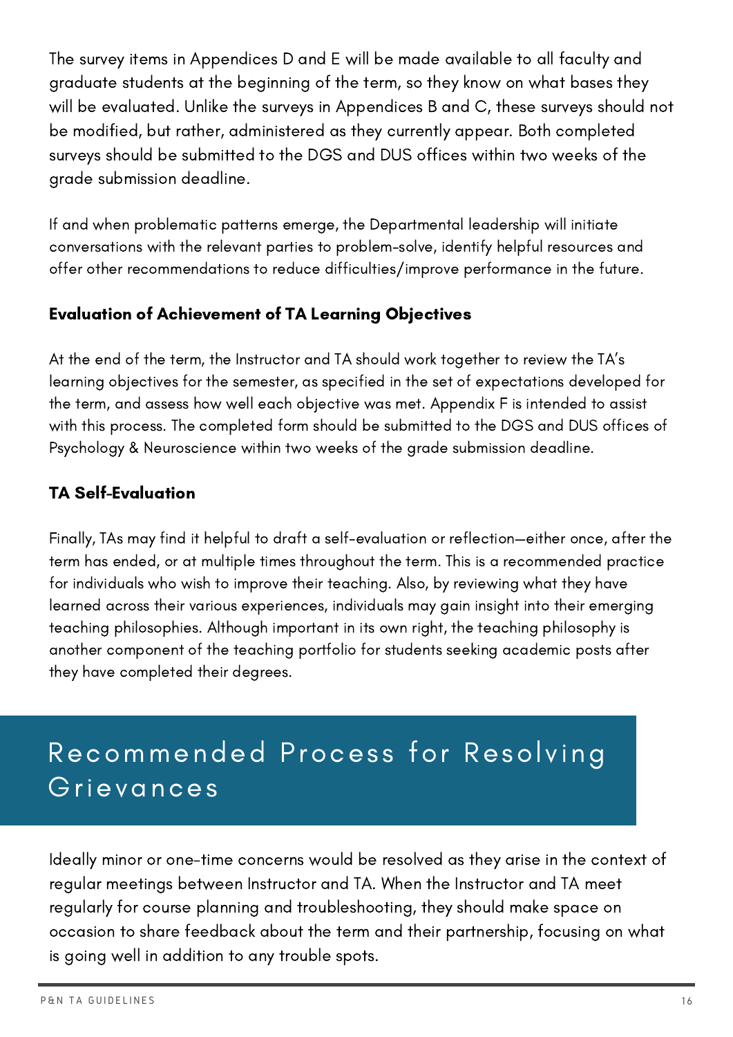The survey items in Appendices D and E will be made available to all faculty and graduate students at the beginning of the term, so they know on what bases they will be evaluated. Unlike the surveys in Appendices B and C, these surveys should not be modified, but rather, administered as they currently appear. Both completed surveys should be submitted to the DGS and DUS offices within two weeks of the grade submission deadline.

If and when problematic patterns emerge, the Departmental leadership will initiate conversations with the relevant parties to problem-solve, identify helpful resources and offer other recommendations to reduce difficulties/improve performance in the future.

### Evaluation of Achievement of TA Learning Objectives

At the end of the term, the Instructor and TA should work together to review the TA's learning objectives for the semester, as specified in the set of expectations developed for the term, and assess how well each objective was met. Appendix F is intended to assist with this process. The completed form should be submitted to the DGS and DUS offices of Psychology & Neuroscience within two weeks of the grade submission deadline.

### TA Self-Evaluation

Finally, TAs may find it helpful to draft a self-evaluation or reflection—either once, after the term has ended, or at multiple times throughout the term. This is a recommended practice for individuals who wish to improve their teaching. Also, by reviewing what they have learned across their various experiences, individuals may gain insight into their emerging teaching philosophies. Although important in its own right, the teaching philosophy is another component of the teaching portfolio for students seeking academic posts after they have completed their degrees.

## Recommended Process for Resolving Grievances

Ideally minor or one-time concerns would be resolved as they arise in the context of regular meetings between Instructor and TA. When the Instructor and TA meet regularly for course planning and troubleshooting, they should make space on occasion to share feedback about the term and their partnership, focusing on what is going well in addition to any trouble spots.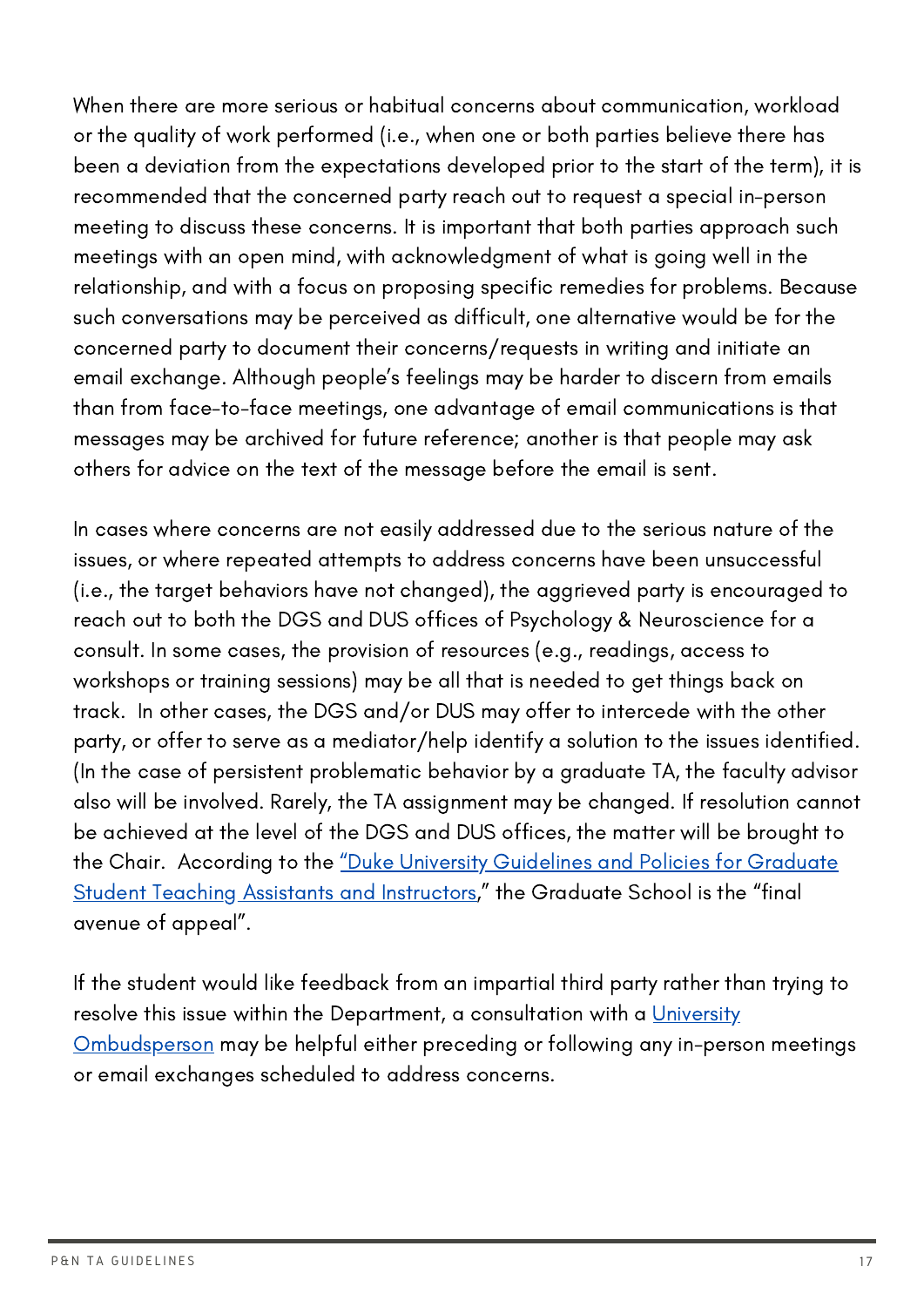When there are more serious or habitual concerns about communication, workload or the quality of work performed (i.e., when one or both parties believe there has been a deviation from the expectations developed prior to the start of the term), it is recommended that the concerned party reach out to request a special in-person meeting to discuss these concerns. It is important that both parties approach such meetings with an open mind, with acknowledgment of what is going well in the relationship, and with a focus on proposing specific remedies for problems. Because such conversations may be perceived as difficult, one alternative would be for the concerned party to document their concerns/requests in writing and initiate an email exchange. Although people's feelings may be harder to discern from emails than from face-to-face meetings, one advantage of email communications is that messages may be archived for future reference; another is that people may ask others for advice on the text of the message before the email is sent.

In cases where concerns are not easily addressed due to the serious nature of the issues, or where repeated attempts to address concerns have been unsuccessful (i.e., the target behaviors have not changed), the aggrieved party is encouraged to reach out to both the DGS and DUS offices of Psychology & Neuroscience for a consult. In some cases, the provision of resources (e.g., readings, access to workshops or training sessions) may be all that is needed to get things back on track. In other cases, the DGS and/or DUS may offer to intercede with the other party, or offer to serve as a mediator/help identify a solution to the issues identified. (In the case of persistent problematic behavior by a graduate TA, the faculty advisor also will be involved. Rarely, the TA assignment may be changed. If resolution cannot be achieved at the level of the DGS and DUS offices, the matter will be brought to the Chair. According to the "Duke University Guidelines and Policies for Graduate Student Teaching Assistants and Instructors," the Graduate School is the "final avenue of appeal".

If the student would like feedback from an impartial third party rather than trying to resolve this issue within the Department, a consultation with a University Ombudsperson may be helpful either preceding or following any in-person meetings or email exchanges scheduled to address concerns.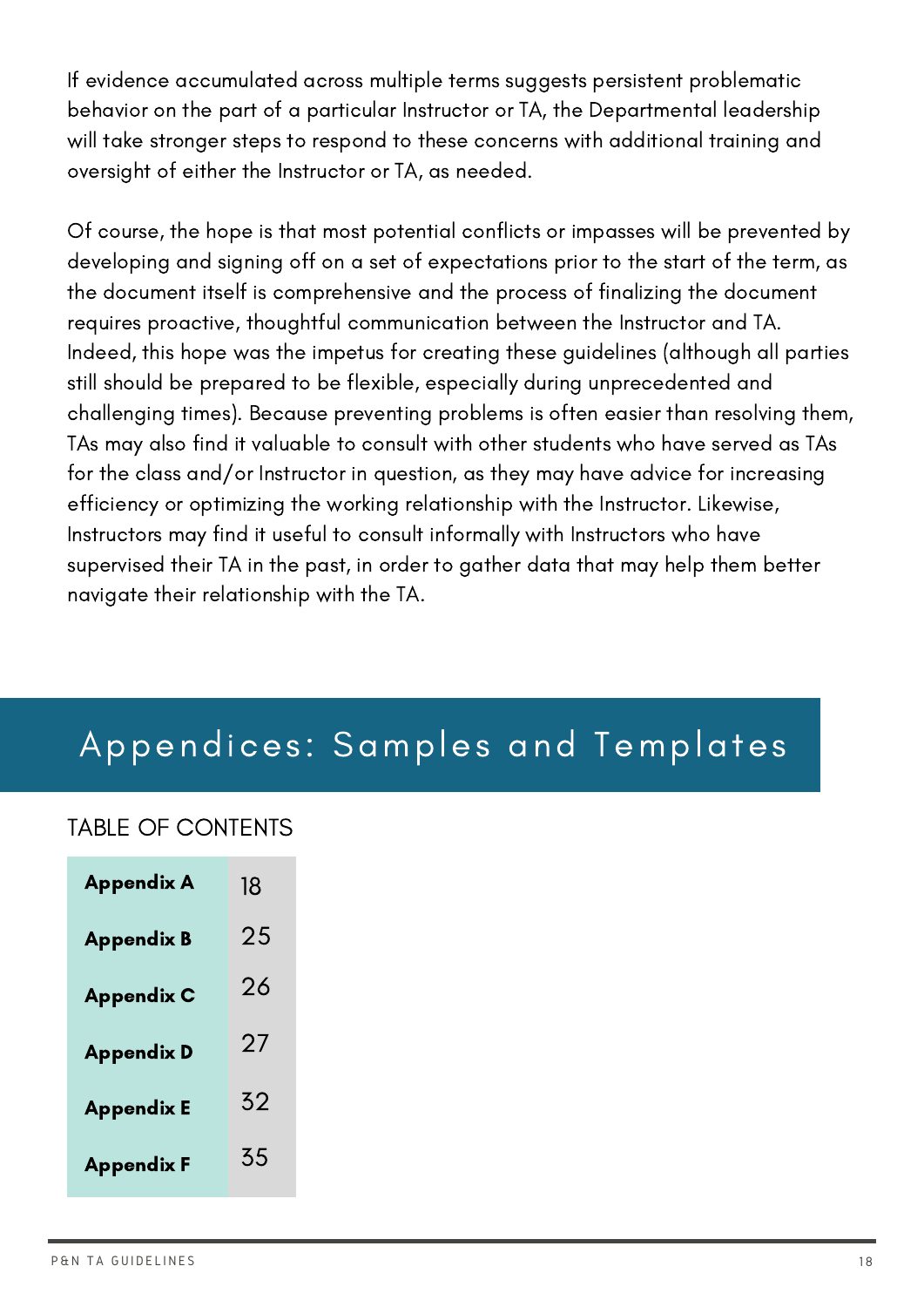If evidence accumulated across multiple terms suggests persistent problematic behavior on the part of a particular Instructor or TA, the Departmental leadership will take stronger steps to respond to these concerns with additional training and oversight of either the Instructor or TA, as needed.

Of course, the hope is that most potential conflicts or impasses will be prevented by developing and signing off on a set of expectations prior to the start of the term, as the document itself is comprehensive and the process of finalizing the document requires proactive, thoughtful communication between the Instructor and TA. Indeed, this hope was the impetus for creating these guidelines (although all parties still should be prepared to be flexible, especially during unprecedented and challenging times). Because preventing problems is often easier than resolving them, TAs may also find it valuable to consult with other students who have served as TAs for the class and/or Instructor in question, as they may have advice for increasing efficiency or optimizing the working relationship with the Instructor. Likewise, Instructors may find it useful to consult informally with Instructors who have supervised their TA in the past, in order to gather data that may help them better navigate their relationship with the TA.

# Appendices: Samples and Templates

## TABLE OF CONTENTS

| | |
|---|---|
| **Appendix A** | 18 |
| **Appendix B** | 25 |
| **Appendix C** | 26 |
| **Appendix D** | 27 |
| **Appendix E** | 32 |
| **Appendix F** | 35 |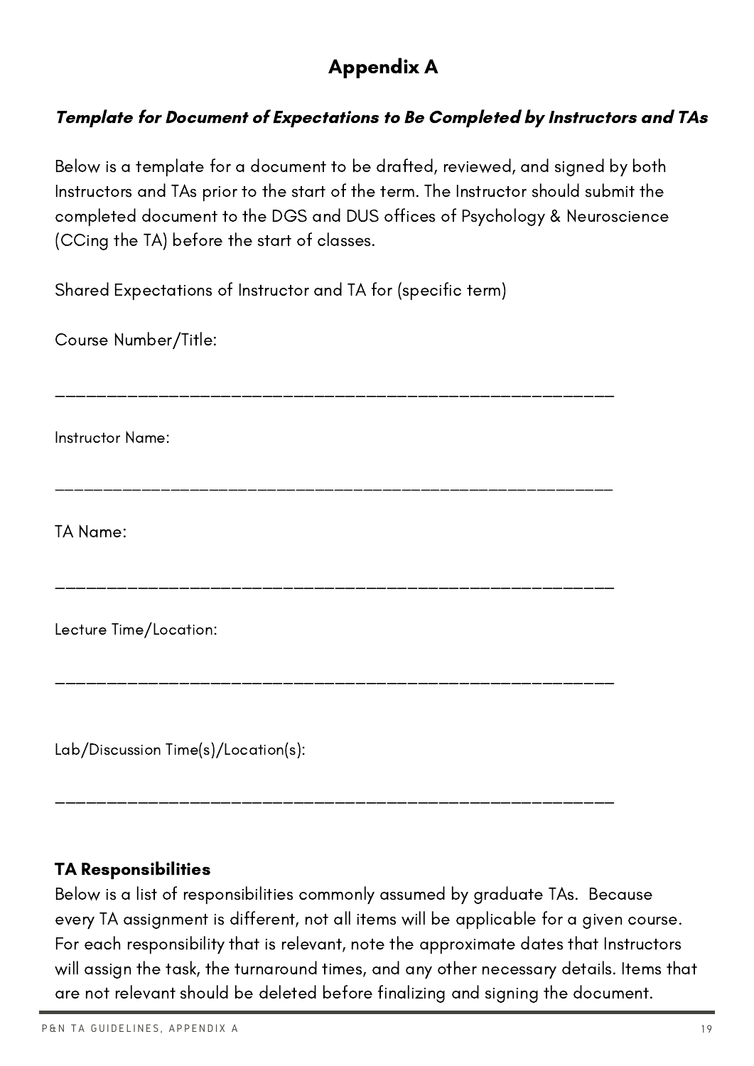# Appendix A

***Template for Document of Expectations to Be Completed by Instructors and TAs***

Below is a template for a document to be drafted, reviewed, and signed by both Instructors and TAs prior to the start of the term. The Instructor should submit the completed document to the DGS and DUS offices of Psychology & Neuroscience (CCing the TA) before the start of classes.

Shared Expectations of Instructor and TA for (specific term)

Course Number/Title:

______________________________________________________

Instructor Name:

______________________________________________________

TA Name:

______________________________________________________

Lecture Time/Location:

______________________________________________________

Lab/Discussion Time(s)/Location(s):

______________________________________________________

**TA Responsibilities**

Below is a list of responsibilities commonly assumed by graduate TAs. Because every TA assignment is different, not all items will be applicable for a given course. For each responsibility that is relevant, note the approximate dates that Instructors will assign the task, the turnaround times, and any other necessary details. Items that are not relevant should be deleted before finalizing and signing the document.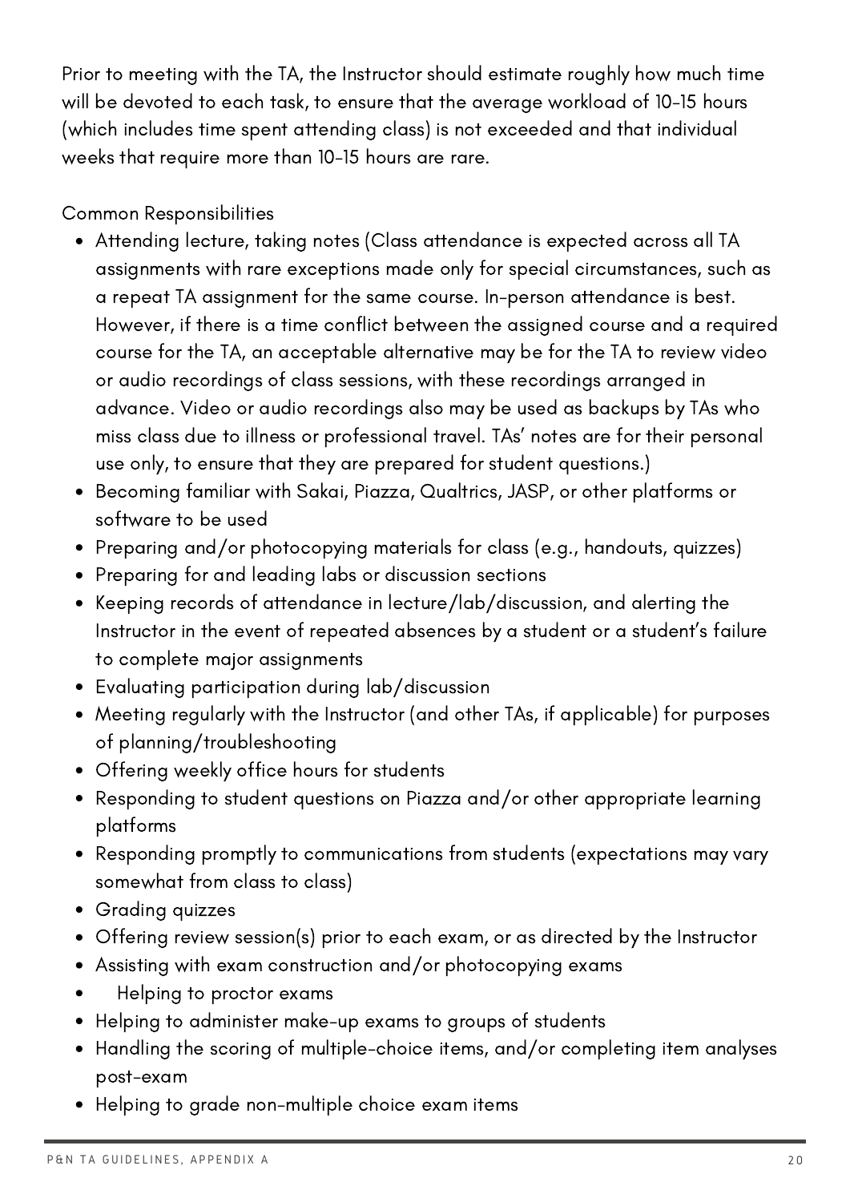Prior to meeting with the TA, the Instructor should estimate roughly how much time will be devoted to each task, to ensure that the average workload of 10-15 hours (which includes time spent attending class) is not exceeded and that individual weeks that require more than 10-15 hours are rare.

Common Responsibilities

- Attending lecture, taking notes (Class attendance is expected across all TA assignments with rare exceptions made only for special circumstances, such as a repeat TA assignment for the same course. In-person attendance is best. However, if there is a time conflict between the assigned course and a required course for the TA, an acceptable alternative may be for the TA to review video or audio recordings of class sessions, with these recordings arranged in advance. Video or audio recordings also may be used as backups by TAs who miss class due to illness or professional travel. TAs' notes are for their personal use only, to ensure that they are prepared for student questions.)
- Becoming familiar with Sakai, Piazza, Qualtrics, JASP, or other platforms or software to be used
- Preparing and/or photocopying materials for class (e.g., handouts, quizzes)
- Preparing for and leading labs or discussion sections
- Keeping records of attendance in lecture/lab/discussion, and alerting the Instructor in the event of repeated absences by a student or a student's failure to complete major assignments
- Evaluating participation during lab/discussion
- Meeting regularly with the Instructor (and other TAs, if applicable) for purposes of planning/troubleshooting
- Offering weekly office hours for students
- Responding to student questions on Piazza and/or other appropriate learning platforms
- Responding promptly to communications from students (expectations may vary somewhat from class to class)
- Grading quizzes
- Offering review session(s) prior to each exam, or as directed by the Instructor
- Assisting with exam construction and/or photocopying exams
- Helping to proctor exams
- Helping to administer make-up exams to groups of students
- Handling the scoring of multiple-choice items, and/or completing item analyses post-exam
- Helping to grade non-multiple choice exam items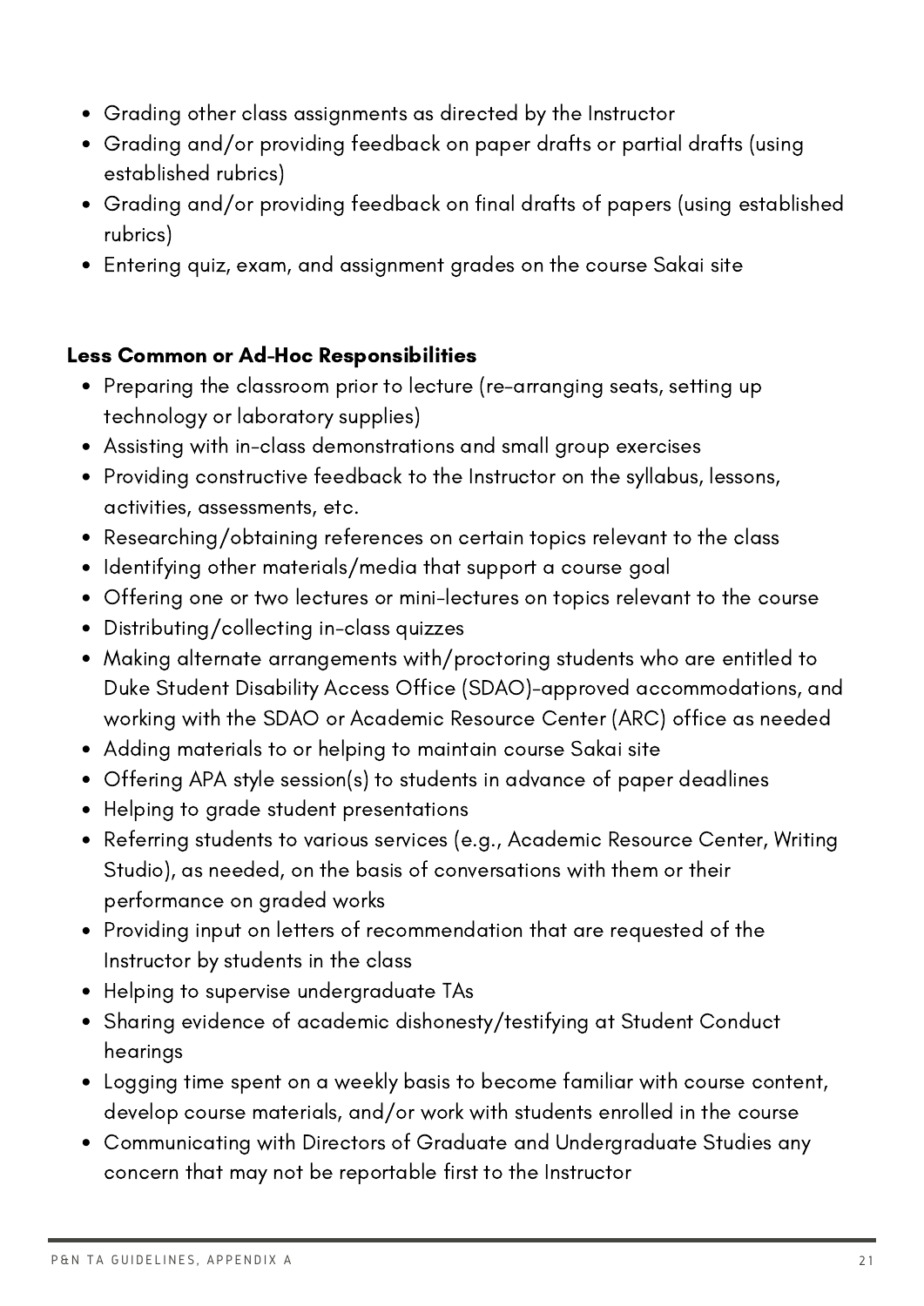- Grading other class assignments as directed by the Instructor
- Grading and/or providing feedback on paper drafts or partial drafts (using established rubrics)
- Grading and/or providing feedback on final drafts of papers (using established rubrics)
- Entering quiz, exam, and assignment grades on the course Sakai site

**Less Common or Ad-Hoc Responsibilities**

- Preparing the classroom prior to lecture (re-arranging seats, setting up technology or laboratory supplies)
- Assisting with in-class demonstrations and small group exercises
- Providing constructive feedback to the Instructor on the syllabus, lessons, activities, assessments, etc.
- Researching/obtaining references on certain topics relevant to the class
- Identifying other materials/media that support a course goal
- Offering one or two lectures or mini-lectures on topics relevant to the course
- Distributing/collecting in-class quizzes
- Making alternate arrangements with/proctoring students who are entitled to Duke Student Disability Access Office (SDAO)-approved accommodations, and working with the SDAO or Academic Resource Center (ARC) office as needed
- Adding materials to or helping to maintain course Sakai site
- Offering APA style session(s) to students in advance of paper deadlines
- Helping to grade student presentations
- Referring students to various services (e.g., Academic Resource Center, Writing Studio), as needed, on the basis of conversations with them or their performance on graded works
- Providing input on letters of recommendation that are requested of the Instructor by students in the class
- Helping to supervise undergraduate TAs
- Sharing evidence of academic dishonesty/testifying at Student Conduct hearings
- Logging time spent on a weekly basis to become familiar with course content, develop course materials, and/or work with students enrolled in the course
- Communicating with Directors of Graduate and Undergraduate Studies any concern that may not be reportable first to the Instructor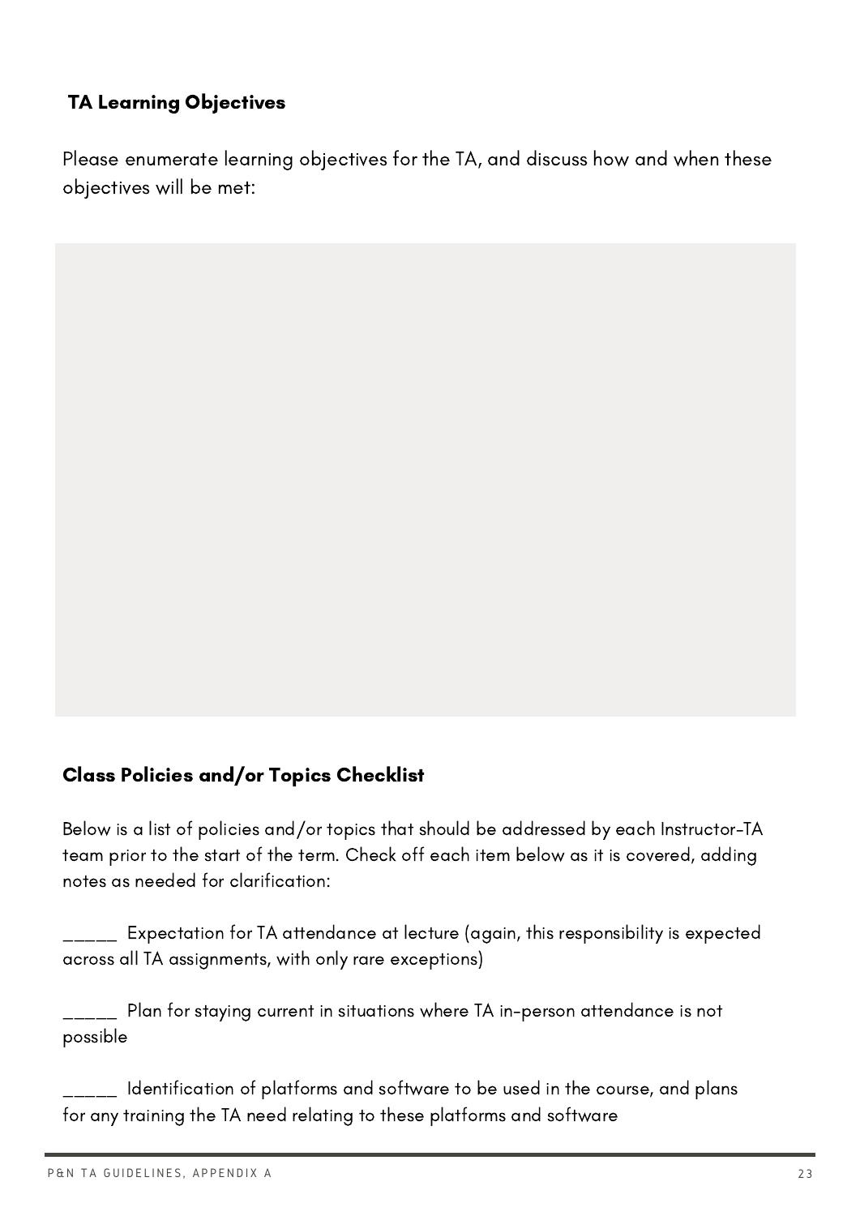### TA Learning Objectives

Please enumerate learning objectives for the TA, and discuss how and when these objectives will be met:

### Class Policies and/or Topics Checklist

Below is a list of policies and/or topics that should be addressed by each Instructor-TA team prior to the start of the term. Check off each item below as it is covered, adding notes as needed for clarification:

_____ Expectation for TA attendance at lecture (again, this responsibility is expected across all TA assignments, with only rare exceptions)

_____ Plan for staying current in situations where TA in-person attendance is not possible

_____ Identification of platforms and software to be used in the course, and plans for any training the TA need relating to these platforms and software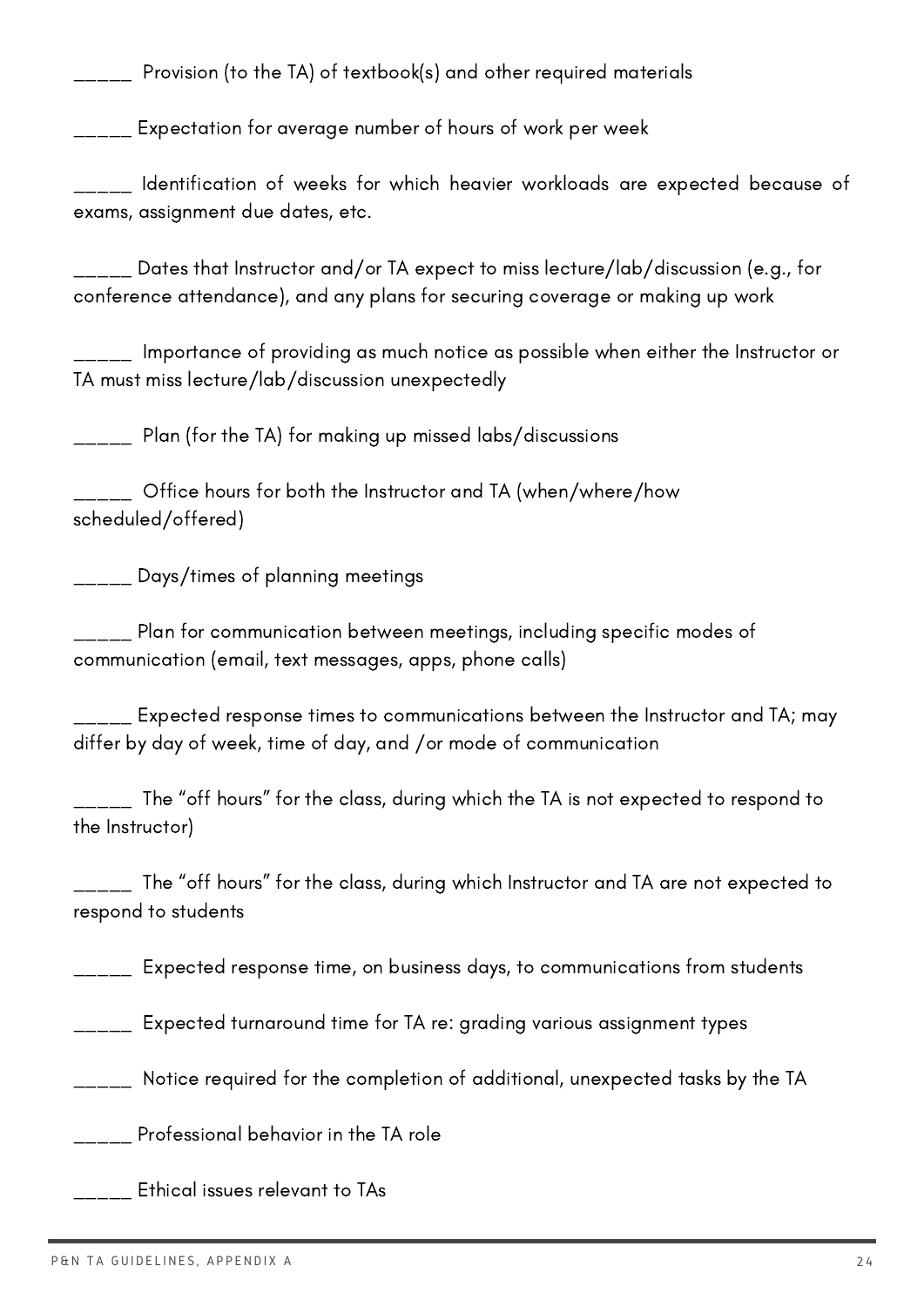_____ Provision (to the TA) of textbook(s) and other required materials

_____ Expectation for average number of hours of work per week

_____ Identification of weeks for which heavier workloads are expected because of exams, assignment due dates, etc.

_____ Dates that Instructor and/or TA expect to miss lecture/lab/discussion (e.g., for conference attendance), and any plans for securing coverage or making up work

_____ Importance of providing as much notice as possible when either the Instructor or TA must miss lecture/lab/discussion unexpectedly

_____ Plan (for the TA) for making up missed labs/discussions

_____ Office hours for both the Instructor and TA (when/where/how scheduled/offered)

_____ Days/times of planning meetings

_____ Plan for communication between meetings, including specific modes of communication (email, text messages, apps, phone calls)

_____ Expected response times to communications between the Instructor and TA; may differ by day of week, time of day, and /or mode of communication

_____ The "off hours" for the class, during which the TA is not expected to respond to the Instructor)

_____ The "off hours" for the class, during which Instructor and TA are not expected to respond to students

_____ Expected response time, on business days, to communications from students

_____ Expected turnaround time for TA re: grading various assignment types

_____ Notice required for the completion of additional, unexpected tasks by the TA

_____ Professional behavior in the TA role

_____ Ethical issues relevant to TAs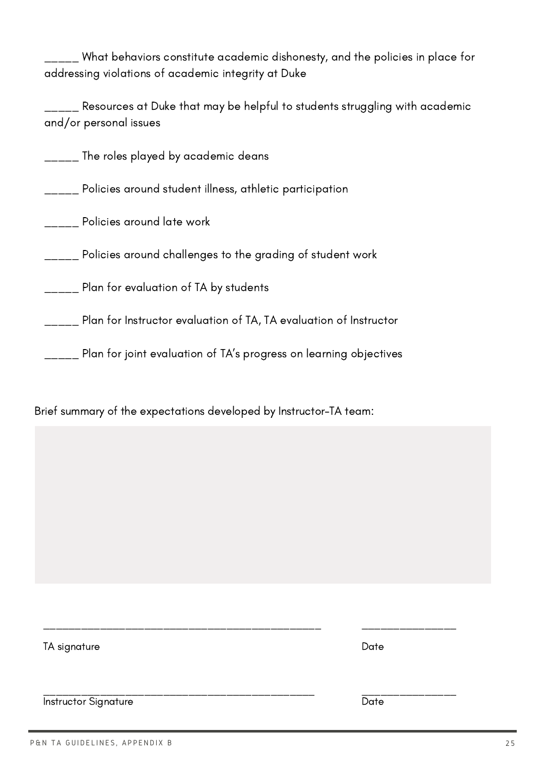_____ What behaviors constitute academic dishonesty, and the policies in place for addressing violations of academic integrity at Duke

_____ Resources at Duke that may be helpful to students struggling with academic and/or personal issues

_____ The roles played by academic deans

_____ Policies around student illness, athletic participation

_____ Policies around late work

_____ Policies around challenges to the grading of student work

_____ Plan for evaluation of TA by students

_____ Plan for Instructor evaluation of TA, TA evaluation of Instructor

_____ Plan for joint evaluation of TA's progress on learning objectives

Brief summary of the expectations developed by Instructor-TA team:

_____________________________________________ _______________

TA signature Date

_____________________________________________ _______________

Instructor Signature Date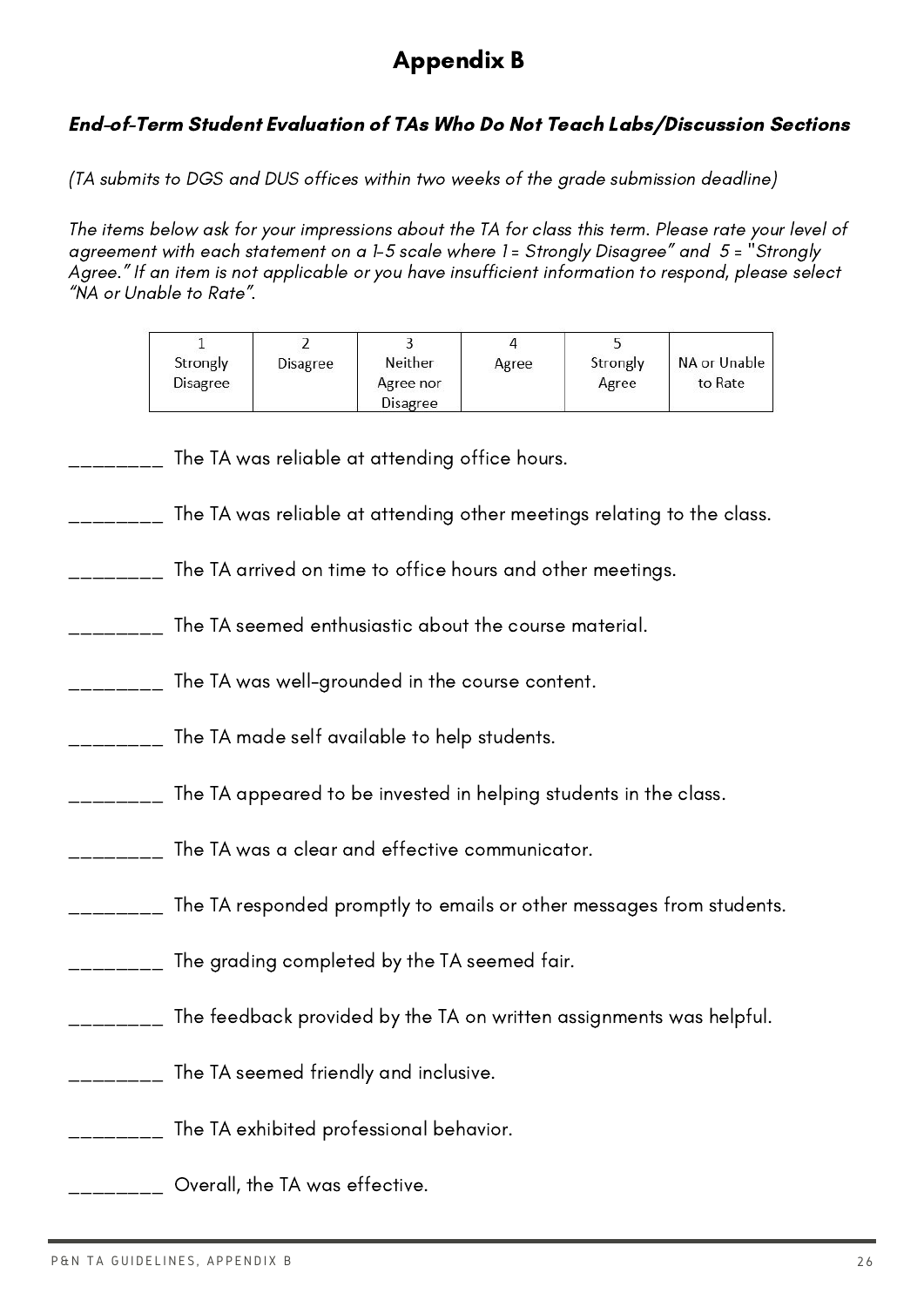# Appendix B

### *End-of-Term Student Evaluation of TAs Who Do Not Teach Labs/Discussion Sections*

*(TA submits to DGS and DUS offices within two weeks of the grade submission deadline)*

*The items below ask for your impressions about the TA for class this term. Please rate your level of agreement with each statement on a 1-5 scale where 1 = Strongly Disagree" and 5 = "Strongly Agree." If an item is not applicable or you have insufficient information to respond, please select "NA or Unable to Rate".*

| 1 Strongly Disagree | 2 Disagree | 3 Neither Agree nor Disagree | 4 Agree | 5 Strongly Agree | NA or Unable to Rate |
|---|---|---|---|---|---|

________ The TA was reliable at attending office hours.

________ The TA was reliable at attending other meetings relating to the class.

________ The TA arrived on time to office hours and other meetings.

________ The TA seemed enthusiastic about the course material.

________ The TA was well-grounded in the course content.

________ The TA made self available to help students.

________ The TA appeared to be invested in helping students in the class.

________ The TA was a clear and effective communicator.

________ The TA responded promptly to emails or other messages from students.

________ The grading completed by the TA seemed fair.

________ The feedback provided by the TA on written assignments was helpful.

________ The TA seemed friendly and inclusive.

________ The TA exhibited professional behavior.

________ Overall, the TA was effective.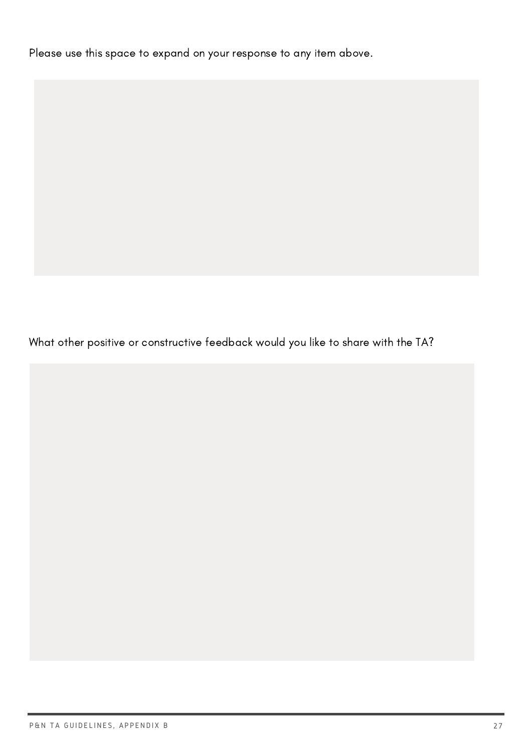Please use this space to expand on your response to any item above.

What other positive or constructive feedback would you like to share with the TA?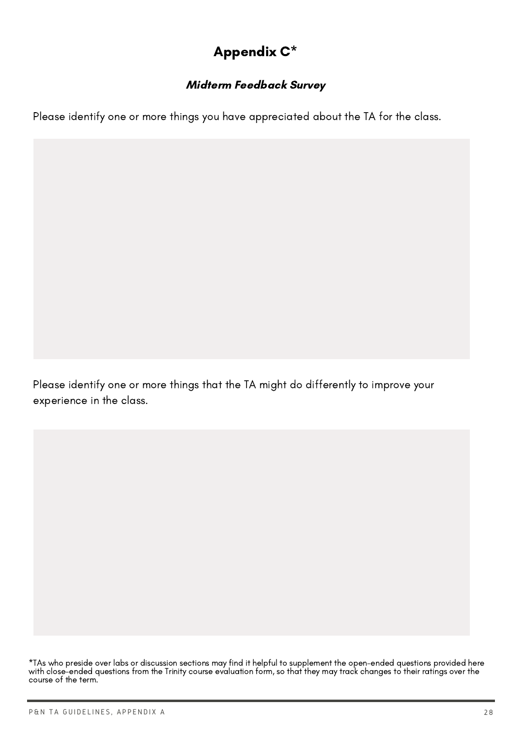# Appendix C*

### *Midterm Feedback Survey*

Please identify one or more things you have appreciated about the TA for the class.

Please identify one or more things that the TA might do differently to improve your experience in the class.

*TAs who preside over labs or discussion sections may find it helpful to supplement the open-ended questions provided here with close-ended questions from the Trinity course evaluation form, so that they may track changes to their ratings over the course of the term.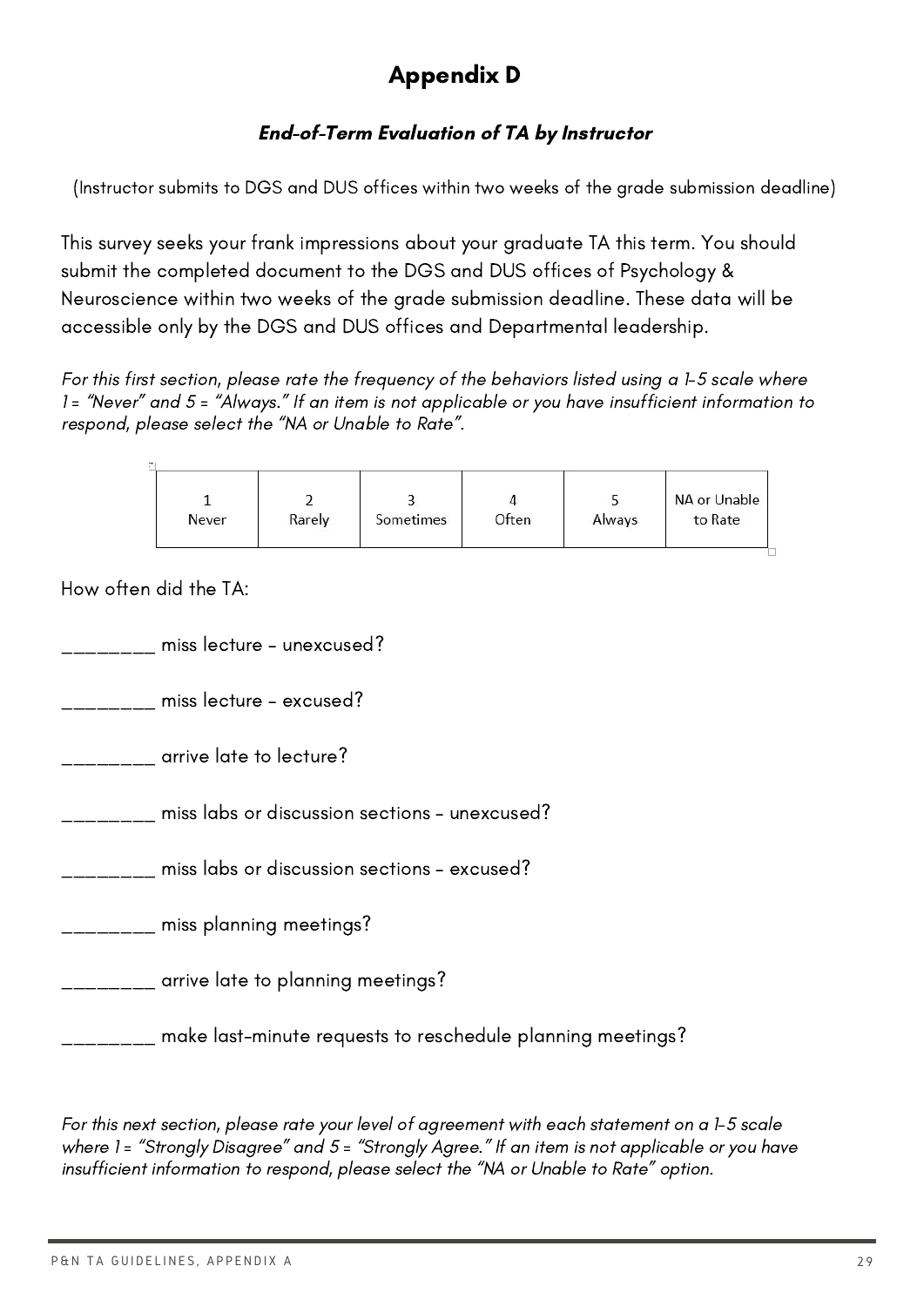# Appendix D

### ***End-of-Term Evaluation of TA by Instructor***

(Instructor submits to DGS and DUS offices within two weeks of the grade submission deadline)

This survey seeks your frank impressions about your graduate TA this term. You should submit the completed document to the DGS and DUS offices of Psychology & Neuroscience within two weeks of the grade submission deadline. These data will be accessible only by the DGS and DUS offices and Departmental leadership.

*For this first section, please rate the frequency of the behaviors listed using a 1-5 scale where 1 = "Never" and 5 = "Always." If an item is not applicable or you have insufficient information to respond, please select the "NA or Unable to Rate".*

| 1 Never | 2 Rarely | 3 Sometimes | 4 Often | 5 Always | NA or Unable to Rate |
|---|---|---|---|---|---|

How often did the TA:

________ miss lecture - unexcused?

________ miss lecture - excused?

________ arrive late to lecture?

________ miss labs or discussion sections - unexcused?

________ miss labs or discussion sections - excused?

________ miss planning meetings?

________ arrive late to planning meetings?

________ make last-minute requests to reschedule planning meetings?

*For this next section, please rate your level of agreement with each statement on a 1-5 scale where 1 = "Strongly Disagree" and 5 = "Strongly Agree." If an item is not applicable or you have insufficient information to respond, please select the "NA or Unable to Rate" option.*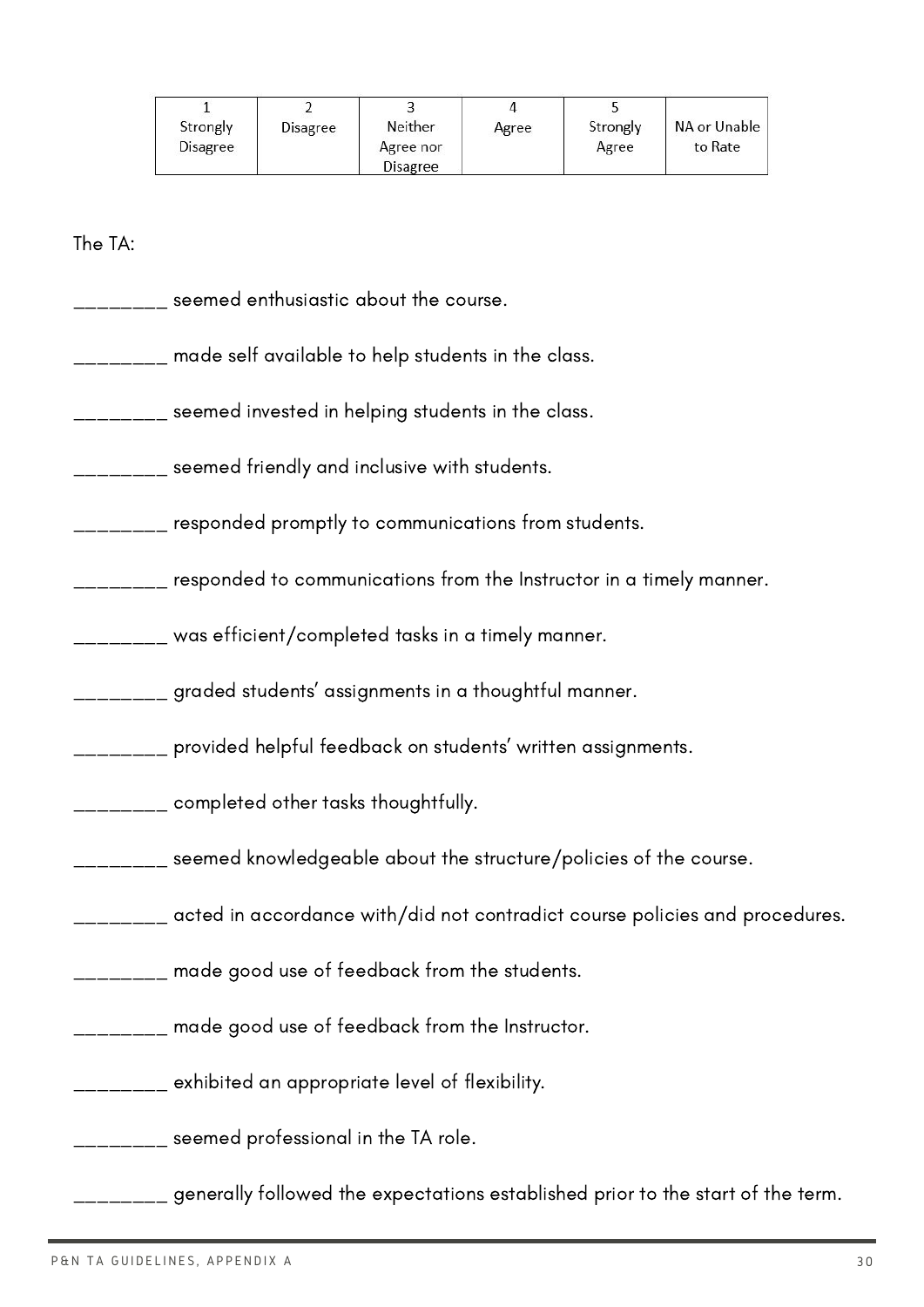| 1 Strongly Disagree | 2 Disagree | 3 Neither Agree nor Disagree | 4 Agree | 5 Strongly Agree | NA or Unable to Rate |
|---|---|---|---|---|---|

The TA:

________ seemed enthusiastic about the course.

________ made self available to help students in the class.

________ seemed invested in helping students in the class.

________ seemed friendly and inclusive with students.

________ responded promptly to communications from students.

________ responded to communications from the Instructor in a timely manner.

________ was efficient/completed tasks in a timely manner.

________ graded students' assignments in a thoughtful manner.

________ provided helpful feedback on students' written assignments.

________ completed other tasks thoughtfully.

________ seemed knowledgeable about the structure/policies of the course.

________ acted in accordance with/did not contradict course policies and procedures.

________ made good use of feedback from the students.

________ made good use of feedback from the Instructor.

________ exhibited an appropriate level of flexibility.

________ seemed professional in the TA role.

________ generally followed the expectations established prior to the start of the term.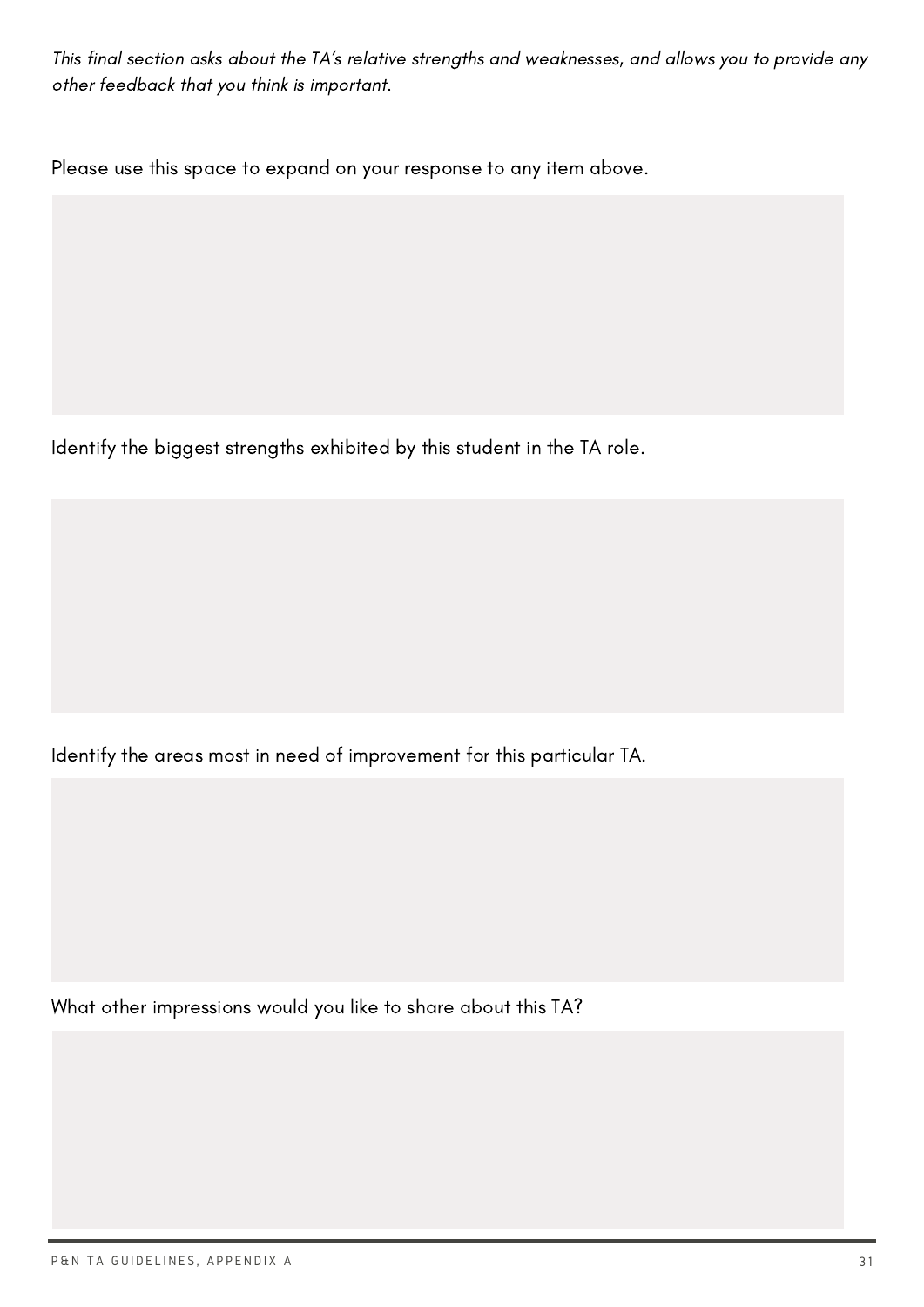*This final section asks about the TA's relative strengths and weaknesses, and allows you to provide any other feedback that you think is important.*

Please use this space to expand on your response to any item above.

Identify the biggest strengths exhibited by this student in the TA role.

Identify the areas most in need of improvement for this particular TA.

What other impressions would you like to share about this TA?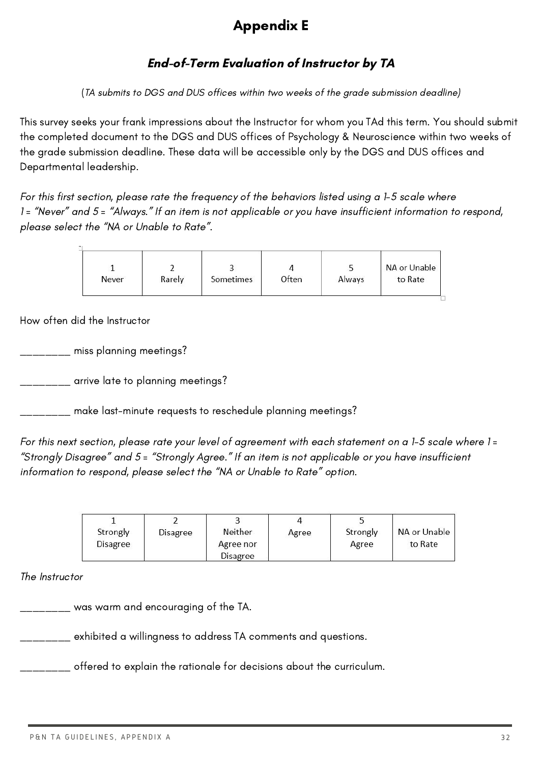# Appendix E

## *End-of-Term Evaluation of Instructor by TA*

(*TA submits to DGS and DUS offices within two weeks of the grade submission deadline*)

This survey seeks your frank impressions about the Instructor for whom you TAd this term. You should submit the completed document to the DGS and DUS offices of Psychology & Neuroscience within two weeks of the grade submission deadline. These data will be accessible only by the DGS and DUS offices and Departmental leadership.

*For this first section, please rate the frequency of the behaviors listed using a 1-5 scale where 1 = "Never" and 5 = "Always." If an item is not applicable or you have insufficient information to respond, please select the "NA or Unable to Rate".*

| 1<br>Never | 2<br>Rarely | 3<br>Sometimes | 4<br>Often | 5<br>Always | NA or Unable to Rate |
|---|---|---|---|---|---|

How often did the Instructor

________ miss planning meetings?

________ arrive late to planning meetings?

________ make last-minute requests to reschedule planning meetings?

*For this next section, please rate your level of agreement with each statement on a 1-5 scale where 1 = "Strongly Disagree" and 5 = "Strongly Agree." If an item is not applicable or you have insufficient information to respond, please select the "NA or Unable to Rate" option.*

| 1<br>Strongly Disagree | 2<br>Disagree | 3<br>Neither Agree nor Disagree | 4<br>Agree | 5<br>Strongly Agree | NA or Unable to Rate |
|---|---|---|---|---|---|

*The Instructor*

________ was warm and encouraging of the TA.

________ exhibited a willingness to address TA comments and questions.

________ offered to explain the rationale for decisions about the curriculum.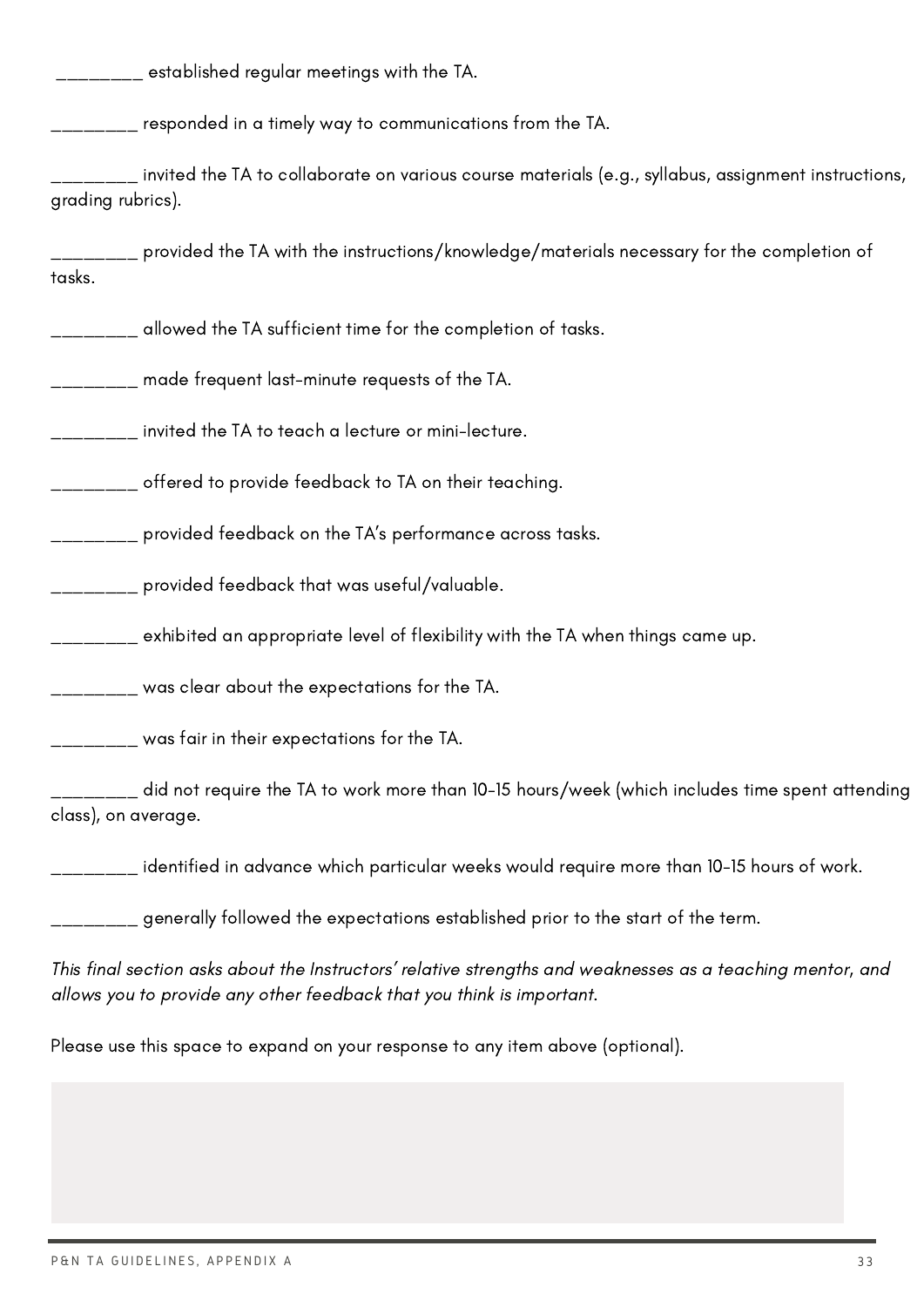________ established regular meetings with the TA.

________ responded in a timely way to communications from the TA.

________ invited the TA to collaborate on various course materials (e.g., syllabus, assignment instructions, grading rubrics).

________ provided the TA with the instructions/knowledge/materials necessary for the completion of tasks.

________ allowed the TA sufficient time for the completion of tasks.

________ made frequent last-minute requests of the TA.

________ invited the TA to teach a lecture or mini-lecture.

________ offered to provide feedback to TA on their teaching.

________ provided feedback on the TA's performance across tasks.

________ provided feedback that was useful/valuable.

________ exhibited an appropriate level of flexibility with the TA when things came up.

________ was clear about the expectations for the TA.

________ was fair in their expectations for the TA.

________ did not require the TA to work more than 10-15 hours/week (which includes time spent attending class), on average.

________ identified in advance which particular weeks would require more than 10-15 hours of work.

________ generally followed the expectations established prior to the start of the term.

*This final section asks about the Instructors' relative strengths and weaknesses as a teaching mentor, and allows you to provide any other feedback that you think is important.*

Please use this space to expand on your response to any item above (optional).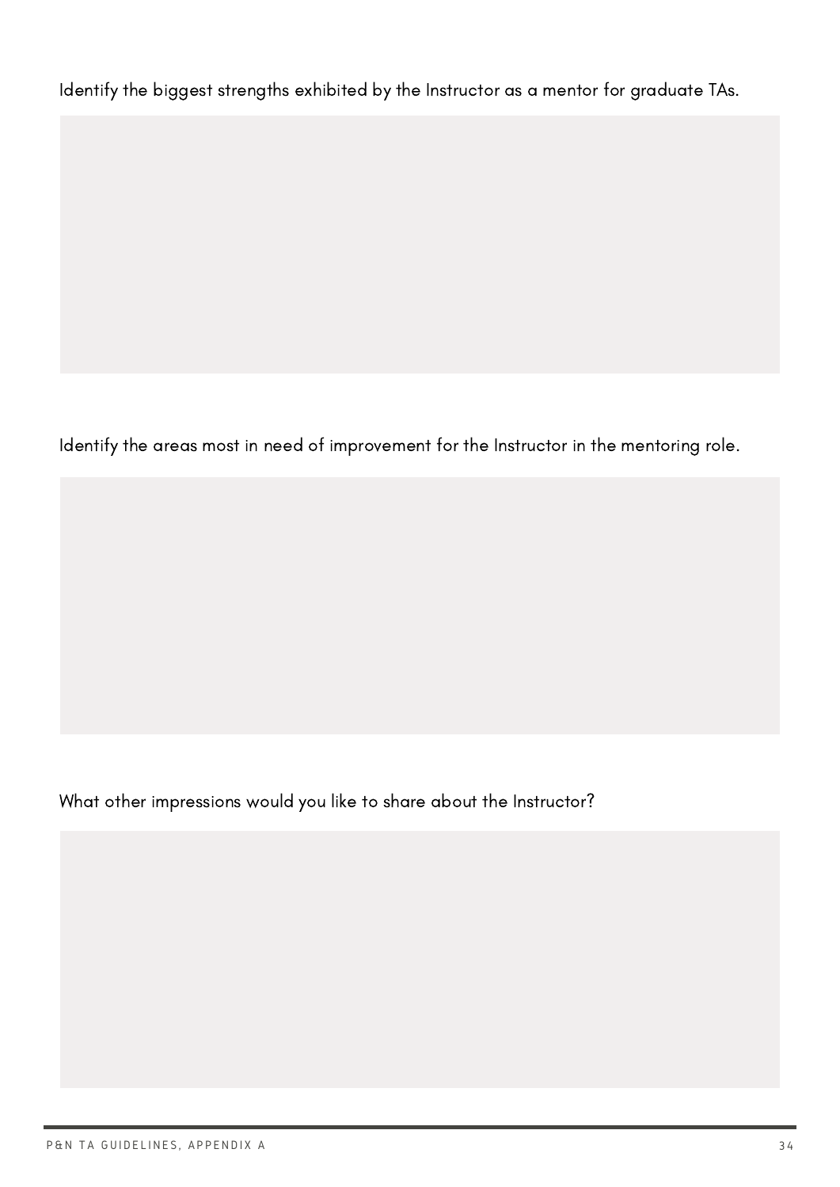Identify the biggest strengths exhibited by the Instructor as a mentor for graduate TAs.

Identify the areas most in need of improvement for the Instructor in the mentoring role.

What other impressions would you like to share about the Instructor?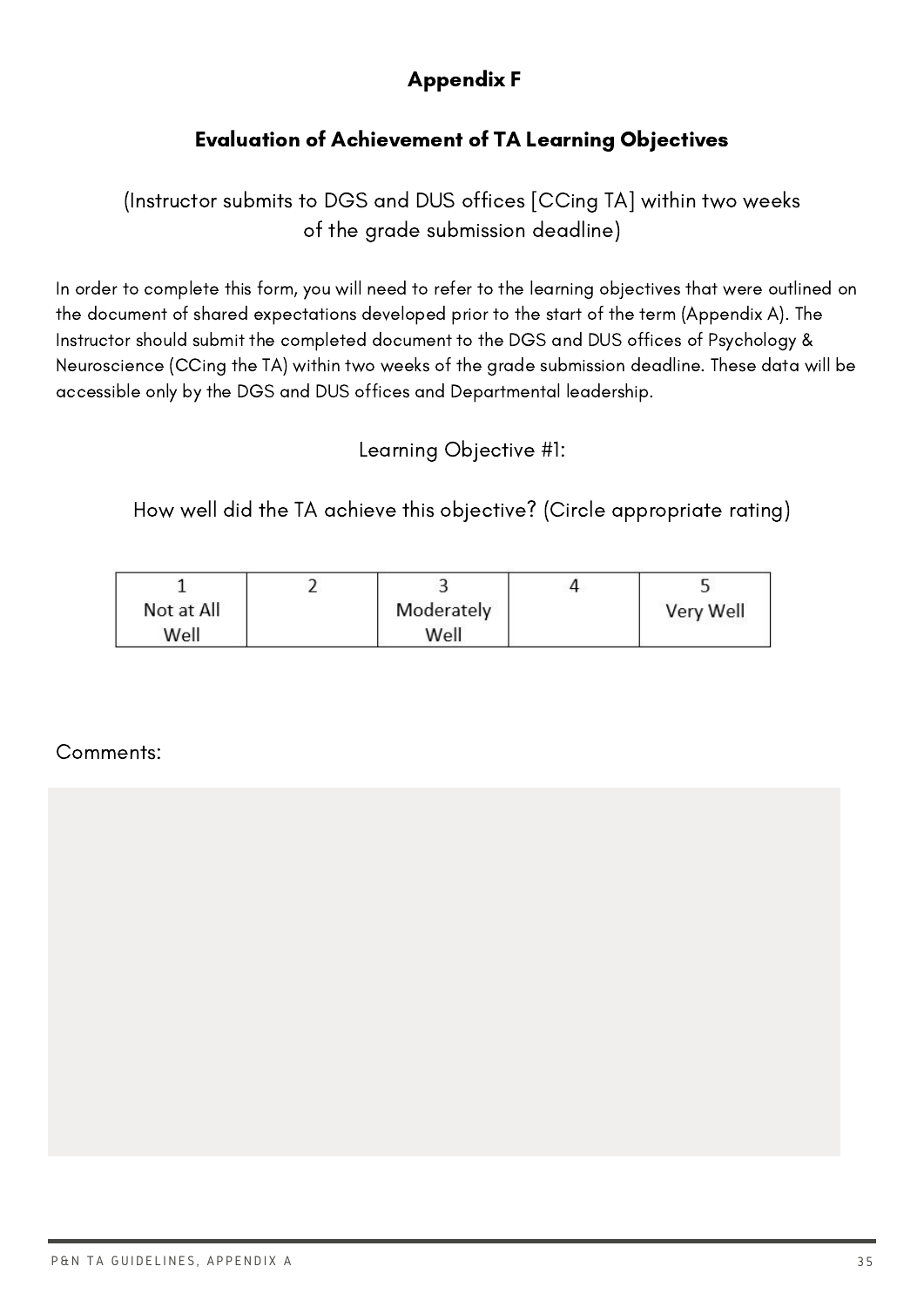## Appendix F

## Evaluation of Achievement of TA Learning Objectives

(Instructor submits to DGS and DUS offices [CCing TA] within two weeks of the grade submission deadline)

In order to complete this form, you will need to refer to the learning objectives that were outlined on the document of shared expectations developed prior to the start of the term (Appendix A). The Instructor should submit the completed document to the DGS and DUS offices of Psychology & Neuroscience (CCing the TA) within two weeks of the grade submission deadline. These data will be accessible only by the DGS and DUS offices and Departmental leadership.

Learning Objective #1:

How well did the TA achieve this objective? (Circle appropriate rating)

| 1 Not at All Well | 2 | 3 Moderately Well | 4 | 5 Very Well |
|---|---|---|---|---|

Comments: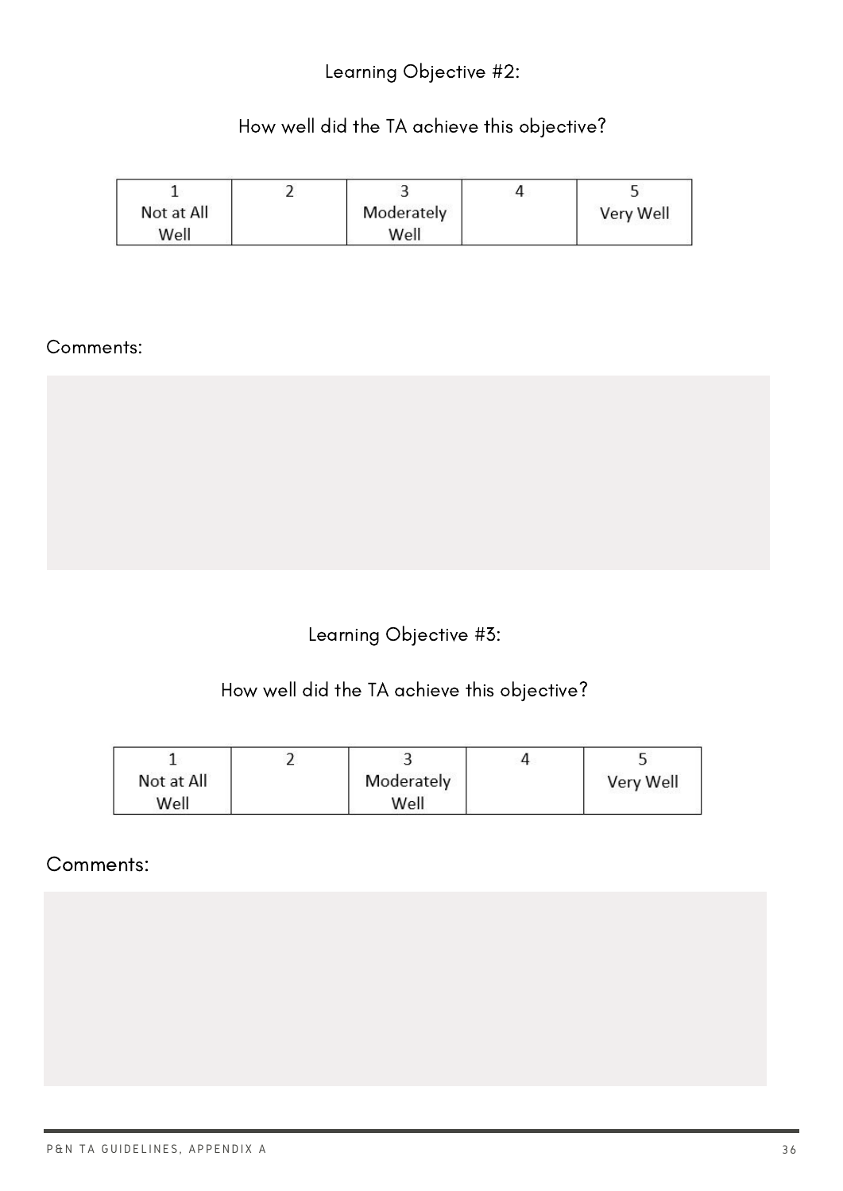Learning Objective #2:

How well did the TA achieve this objective?

| 1<br>Not at All Well | 2 | 3<br>Moderately Well | 4 | 5<br>Very Well |
| --- | --- | --- | --- | --- |

Comments:

Learning Objective #3:

How well did the TA achieve this objective?

| 1<br>Not at All Well | 2 | 3<br>Moderately Well | 4 | 5<br>Very Well |
| --- | --- | --- | --- | --- |

Comments: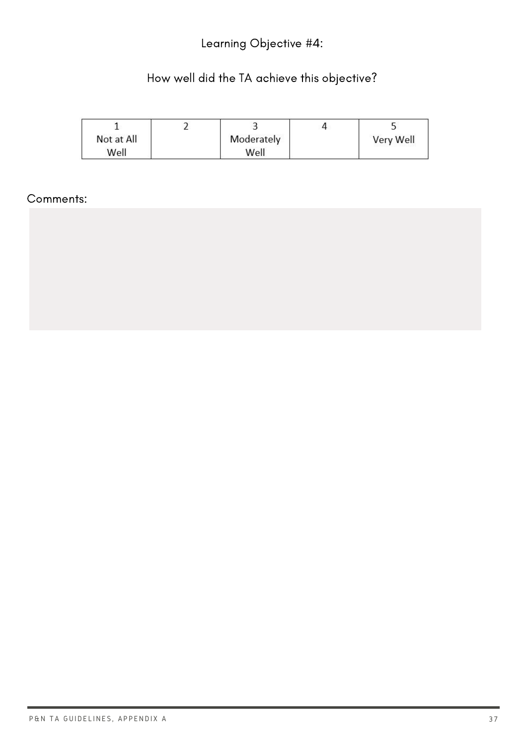Learning Objective #4:

How well did the TA achieve this objective?

| | | | | |
|---|---|---|---|---|
| 1<br>Not at All Well | 2 | 3<br>Moderately Well | 4 | 5<br>Very Well |

Comments: